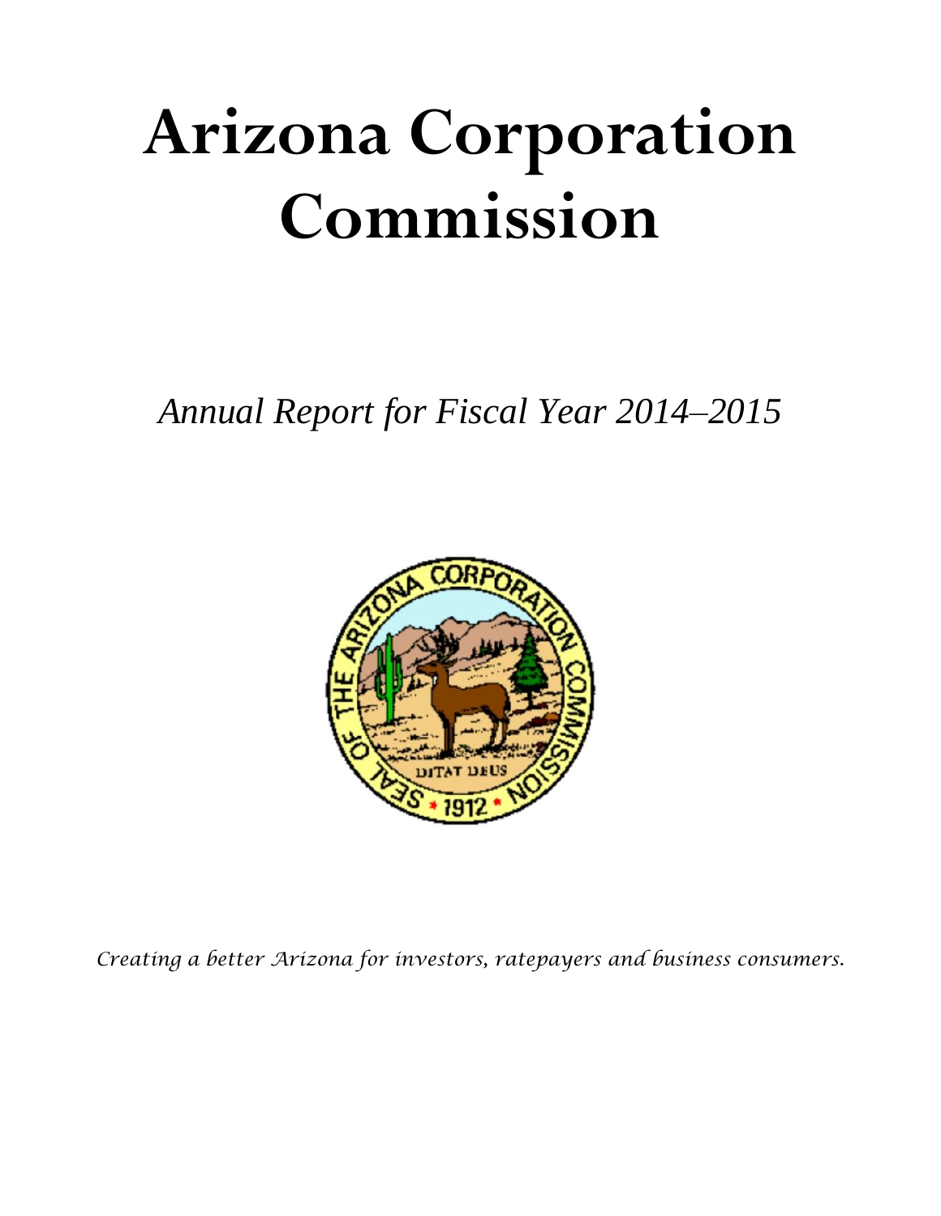# Arizona Corporation Commission

*Annual Report for Fiscal Year 2014–2015*

*Creating a better Arizona for investors, ratepayers and business consumers.*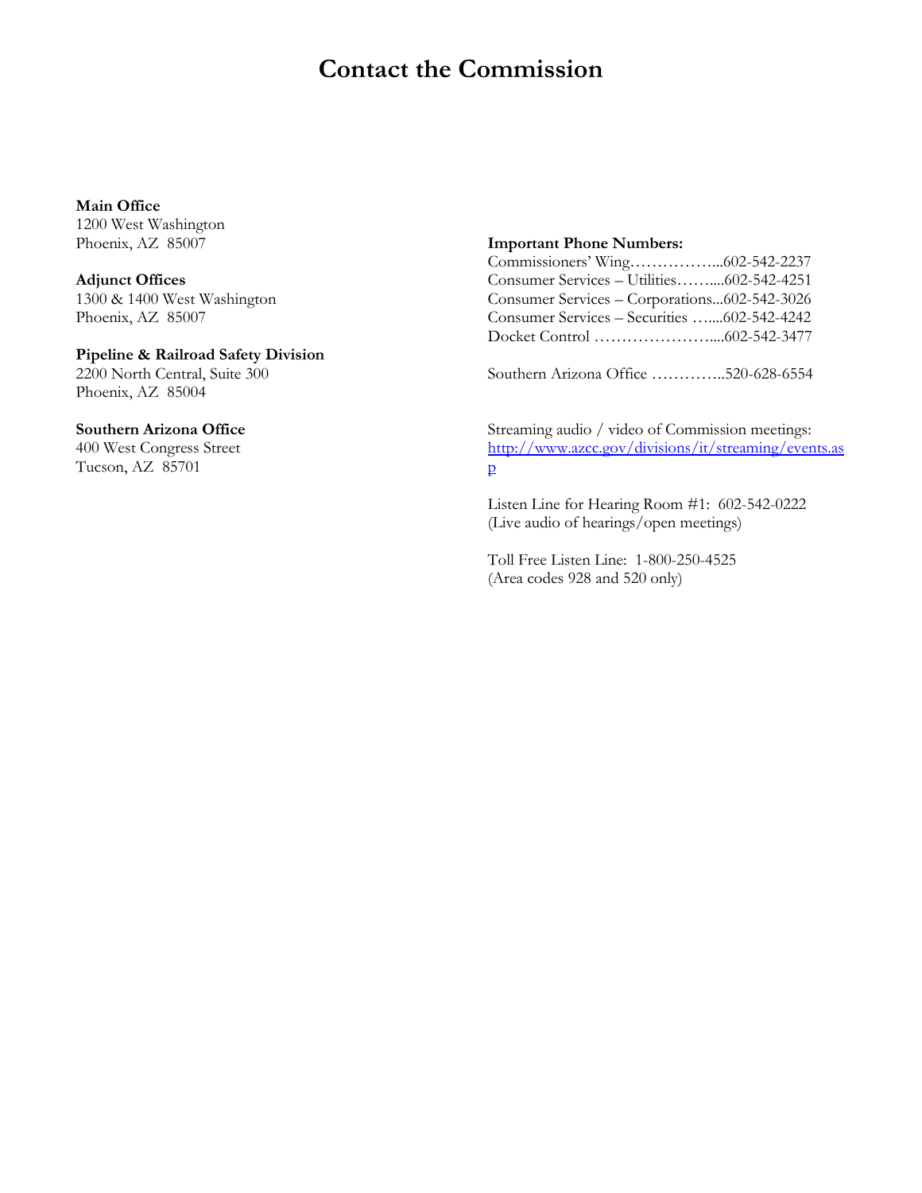# Contact the Commission

**Main Office**
1200 West Washington
Phoenix, AZ 85007

**Adjunct Offices**
1300 & 1400 West Washington
Phoenix, AZ 85007

**Pipeline & Railroad Safety Division**
2200 North Central, Suite 300
Phoenix, AZ 85004

**Southern Arizona Office**
400 West Congress Street
Tucson, AZ 85701

**Important Phone Numbers:**
Commissioners' Wing……………...602-542-2237
Consumer Services – Utilities……....602-542-4251
Consumer Services – Corporations...602-542-3026
Consumer Services – Securities …....602-542-4242
Docket Control …………………....602-542-3477

Southern Arizona Office …………..520-628-6554

Streaming audio / video of Commission meetings:
http://www.azcc.gov/divisions/it/streaming/events.asp

Listen Line for Hearing Room #1: 602-542-0222
(Live audio of hearings/open meetings)

Toll Free Listen Line: 1-800-250-4525
(Area codes 928 and 520 only)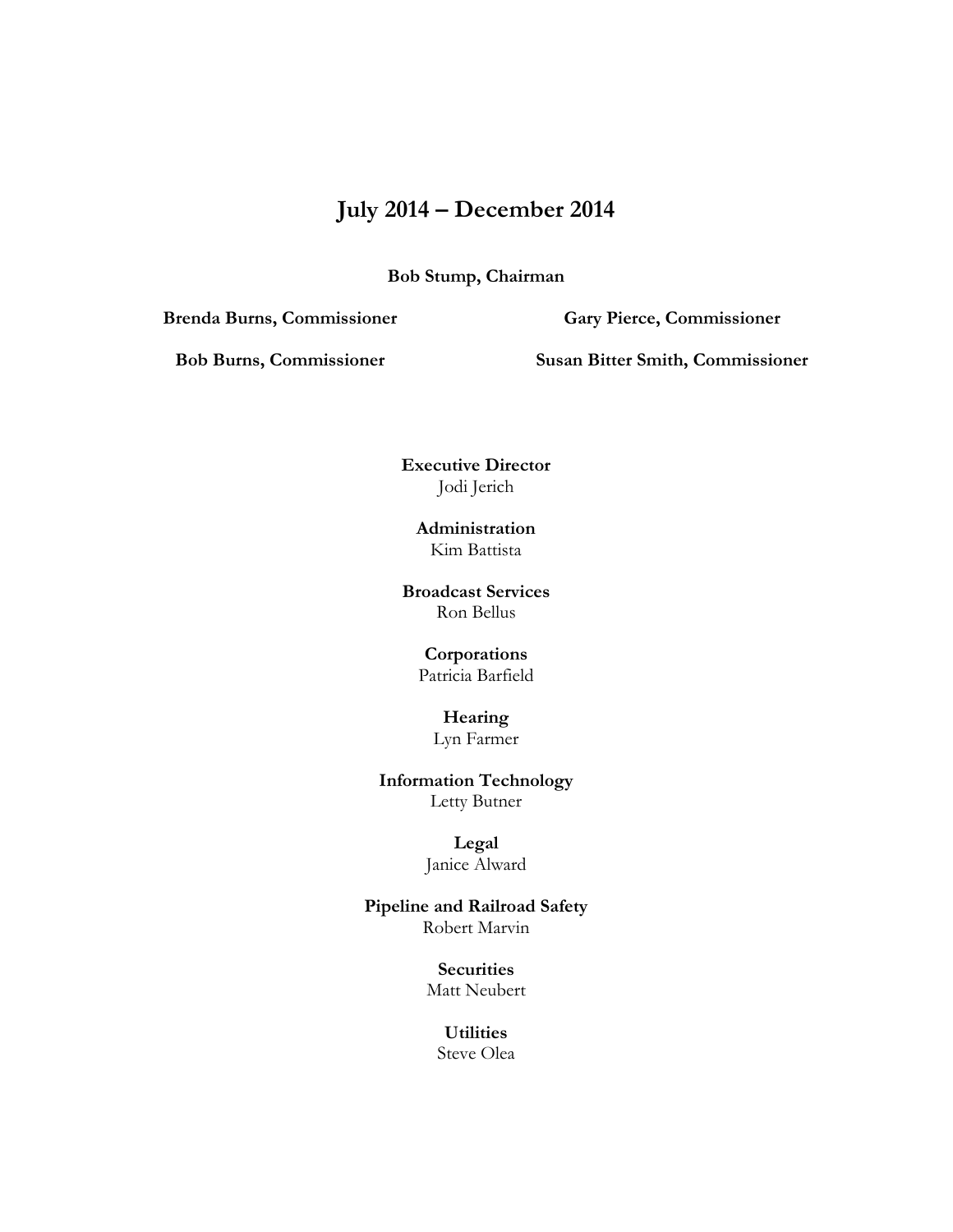# July 2014 – December 2014

**Bob Stump, Chairman**

**Brenda Burns, Commissioner**

**Gary Pierce, Commissioner**

**Bob Burns, Commissioner**

**Susan Bitter Smith, Commissioner**

**Executive Director**
Jodi Jerich

**Administration**
Kim Battista

**Broadcast Services**
Ron Bellus

**Corporations**
Patricia Barfield

**Hearing**
Lyn Farmer

**Information Technology**
Letty Butner

**Legal**
Janice Alward

**Pipeline and Railroad Safety**
Robert Marvin

**Securities**
Matt Neubert

**Utilities**
Steve Olea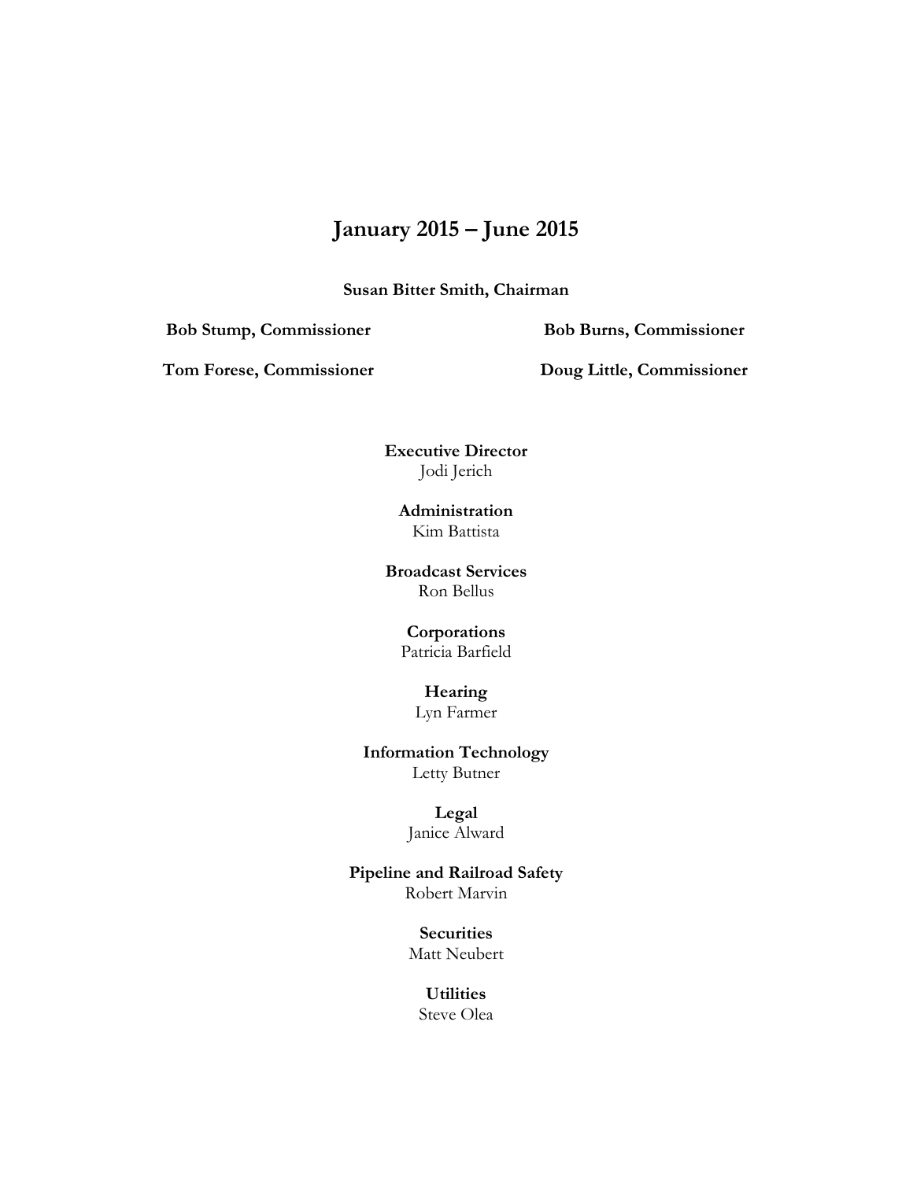## January 2015 – June 2015

**Susan Bitter Smith, Chairman**

**Bob Stump, Commissioner**

**Bob Burns, Commissioner**

**Tom Forese, Commissioner**

**Doug Little, Commissioner**

**Executive Director**
Jodi Jerich

**Administration**
Kim Battista

**Broadcast Services**
Ron Bellus

**Corporations**
Patricia Barfield

**Hearing**
Lyn Farmer

**Information Technology**
Letty Butner

**Legal**
Janice Alward

**Pipeline and Railroad Safety**
Robert Marvin

**Securities**
Matt Neubert

**Utilities**
Steve Olea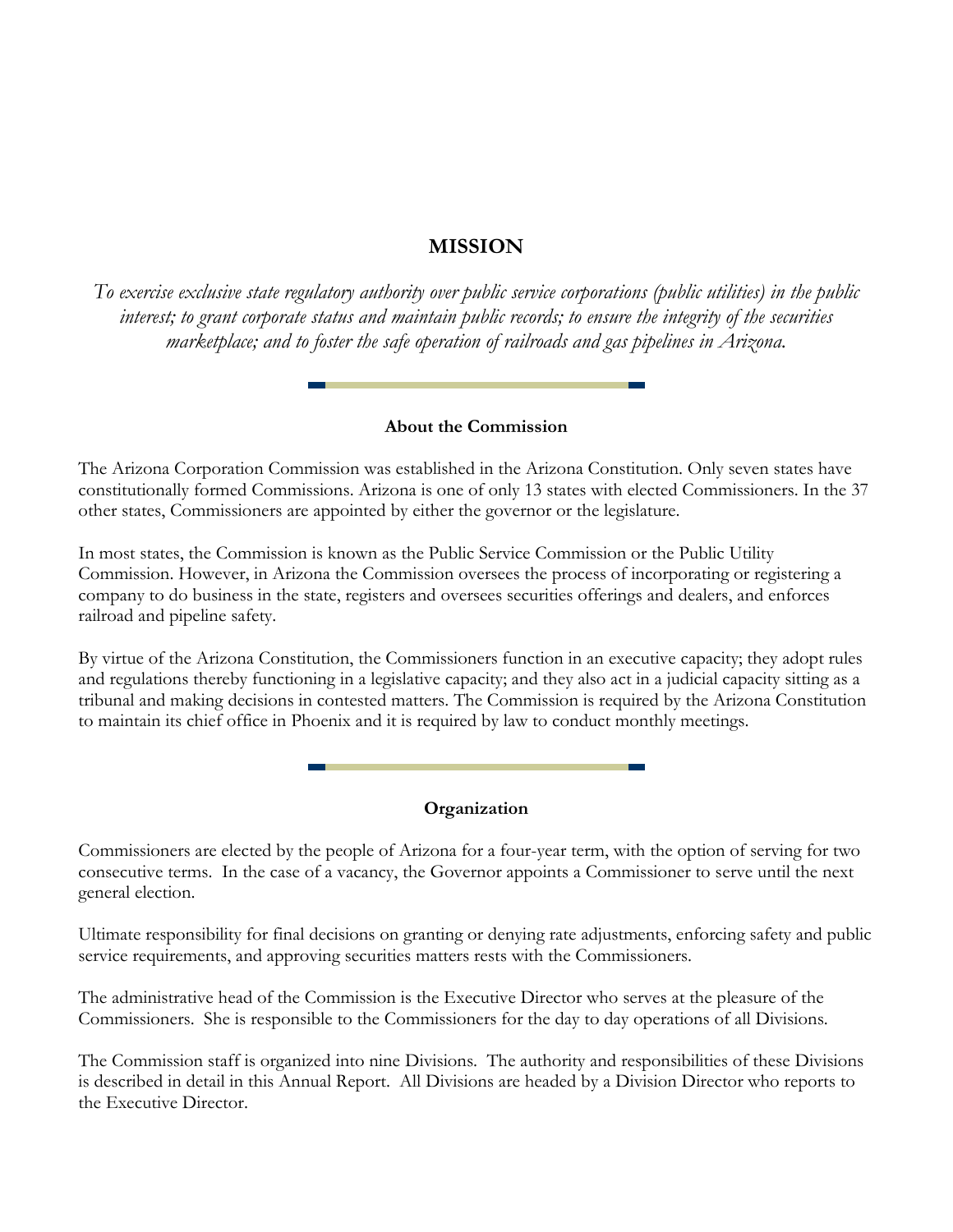# MISSION

*To exercise exclusive state regulatory authority over public service corporations (public utilities) in the public interest; to grant corporate status and maintain public records; to ensure the integrity of the securities marketplace; and to foster the safe operation of railroads and gas pipelines in Arizona.*

### About the Commission

The Arizona Corporation Commission was established in the Arizona Constitution. Only seven states have constitutionally formed Commissions. Arizona is one of only 13 states with elected Commissioners. In the 37 other states, Commissioners are appointed by either the governor or the legislature.

In most states, the Commission is known as the Public Service Commission or the Public Utility Commission. However, in Arizona the Commission oversees the process of incorporating or registering a company to do business in the state, registers and oversees securities offerings and dealers, and enforces railroad and pipeline safety.

By virtue of the Arizona Constitution, the Commissioners function in an executive capacity; they adopt rules and regulations thereby functioning in a legislative capacity; and they also act in a judicial capacity sitting as a tribunal and making decisions in contested matters. The Commission is required by the Arizona Constitution to maintain its chief office in Phoenix and it is required by law to conduct monthly meetings.

### Organization

Commissioners are elected by the people of Arizona for a four-year term, with the option of serving for two consecutive terms. In the case of a vacancy, the Governor appoints a Commissioner to serve until the next general election.

Ultimate responsibility for final decisions on granting or denying rate adjustments, enforcing safety and public service requirements, and approving securities matters rests with the Commissioners.

The administrative head of the Commission is the Executive Director who serves at the pleasure of the Commissioners. She is responsible to the Commissioners for the day to day operations of all Divisions.

The Commission staff is organized into nine Divisions. The authority and responsibilities of these Divisions is described in detail in this Annual Report. All Divisions are headed by a Division Director who reports to the Executive Director.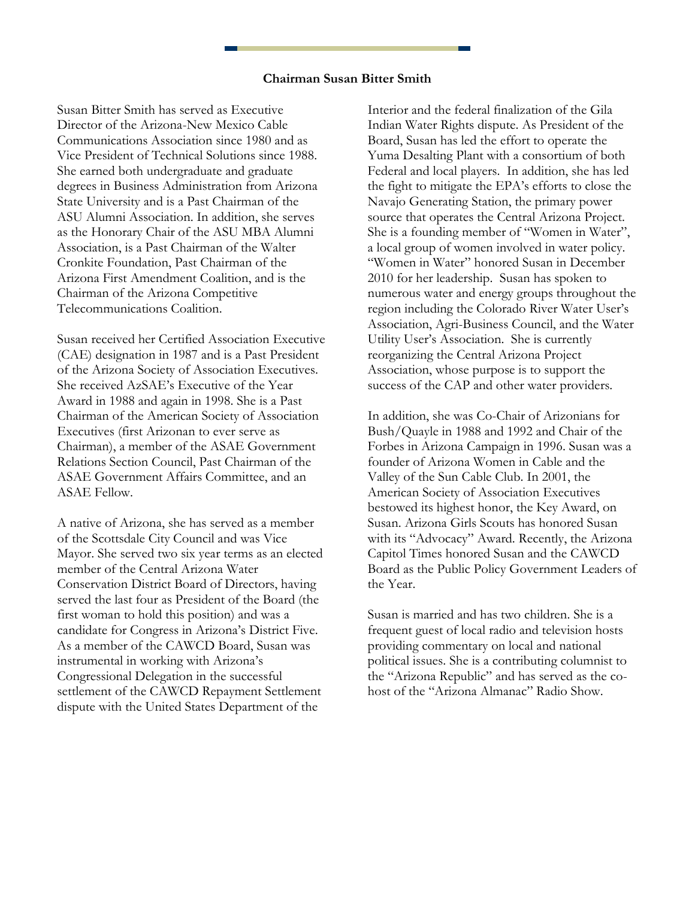### Chairman Susan Bitter Smith

Susan Bitter Smith has served as Executive Director of the Arizona-New Mexico Cable Communications Association since 1980 and as Vice President of Technical Solutions since 1988. She earned both undergraduate and graduate degrees in Business Administration from Arizona State University and is a Past Chairman of the ASU Alumni Association. In addition, she serves as the Honorary Chair of the ASU MBA Alumni Association, is a Past Chairman of the Walter Cronkite Foundation, Past Chairman of the Arizona First Amendment Coalition, and is the Chairman of the Arizona Competitive Telecommunications Coalition.

Susan received her Certified Association Executive (CAE) designation in 1987 and is a Past President of the Arizona Society of Association Executives. She received AzSAE's Executive of the Year Award in 1988 and again in 1998. She is a Past Chairman of the American Society of Association Executives (first Arizonan to ever serve as Chairman), a member of the ASAE Government Relations Section Council, Past Chairman of the ASAE Government Affairs Committee, and an ASAE Fellow.

A native of Arizona, she has served as a member of the Scottsdale City Council and was Vice Mayor. She served two six year terms as an elected member of the Central Arizona Water Conservation District Board of Directors, having served the last four as President of the Board (the first woman to hold this position) and was a candidate for Congress in Arizona's District Five. As a member of the CAWCD Board, Susan was instrumental in working with Arizona's Congressional Delegation in the successful settlement of the CAWCD Repayment Settlement dispute with the United States Department of the Interior and the federal finalization of the Gila Indian Water Rights dispute. As President of the Board, Susan has led the effort to operate the Yuma Desalting Plant with a consortium of both Federal and local players. In addition, she has led the fight to mitigate the EPA's efforts to close the Navajo Generating Station, the primary power source that operates the Central Arizona Project. She is a founding member of "Women in Water", a local group of women involved in water policy. "Women in Water" honored Susan in December 2010 for her leadership. Susan has spoken to numerous water and energy groups throughout the region including the Colorado River Water User's Association, Agri-Business Council, and the Water Utility User's Association. She is currently reorganizing the Central Arizona Project Association, whose purpose is to support the success of the CAP and other water providers.

In addition, she was Co-Chair of Arizonians for Bush/Quayle in 1988 and 1992 and Chair of the Forbes in Arizona Campaign in 1996. Susan was a founder of Arizona Women in Cable and the Valley of the Sun Cable Club. In 2001, the American Society of Association Executives bestowed its highest honor, the Key Award, on Susan. Arizona Girls Scouts has honored Susan with its "Advocacy" Award. Recently, the Arizona Capitol Times honored Susan and the CAWCD Board as the Public Policy Government Leaders of the Year.

Susan is married and has two children. She is a frequent guest of local radio and television hosts providing commentary on local and national political issues. She is a contributing columnist to the "Arizona Republic" and has served as the co-host of the "Arizona Almanac" Radio Show.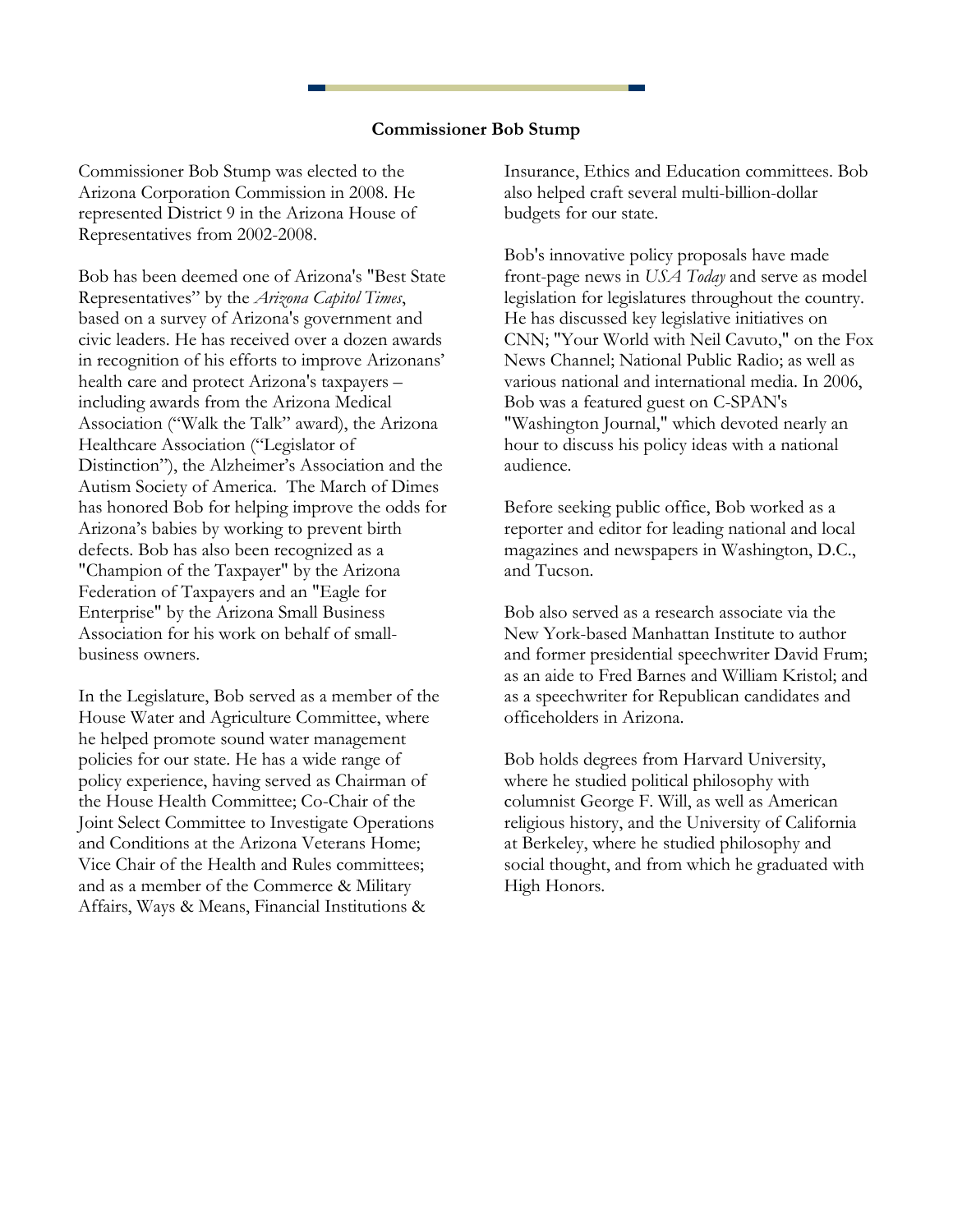## Commissioner Bob Stump

Commissioner Bob Stump was elected to the Arizona Corporation Commission in 2008. He represented District 9 in the Arizona House of Representatives from 2002-2008.

Bob has been deemed one of Arizona's "Best State Representatives" by the *Arizona Capitol Times*, based on a survey of Arizona's government and civic leaders. He has received over a dozen awards in recognition of his efforts to improve Arizonans' health care and protect Arizona's taxpayers – including awards from the Arizona Medical Association ("Walk the Talk" award), the Arizona Healthcare Association ("Legislator of Distinction"), the Alzheimer's Association and the Autism Society of America. The March of Dimes has honored Bob for helping improve the odds for Arizona's babies by working to prevent birth defects. Bob has also been recognized as a "Champion of the Taxpayer" by the Arizona Federation of Taxpayers and an "Eagle for Enterprise" by the Arizona Small Business Association for his work on behalf of small-business owners.

In the Legislature, Bob served as a member of the House Water and Agriculture Committee, where he helped promote sound water management policies for our state. He has a wide range of policy experience, having served as Chairman of the House Health Committee; Co-Chair of the Joint Select Committee to Investigate Operations and Conditions at the Arizona Veterans Home; Vice Chair of the Health and Rules committees; and as a member of the Commerce & Military Affairs, Ways & Means, Financial Institutions & Insurance, Ethics and Education committees. Bob also helped craft several multi-billion-dollar budgets for our state.

Bob's innovative policy proposals have made front-page news in *USA Today* and serve as model legislation for legislatures throughout the country. He has discussed key legislative initiatives on CNN; "Your World with Neil Cavuto," on the Fox News Channel; National Public Radio; as well as various national and international media. In 2006, Bob was a featured guest on C-SPAN's "Washington Journal," which devoted nearly an hour to discuss his policy ideas with a national audience.

Before seeking public office, Bob worked as a reporter and editor for leading national and local magazines and newspapers in Washington, D.C., and Tucson.

Bob also served as a research associate via the New York-based Manhattan Institute to author and former presidential speechwriter David Frum; as an aide to Fred Barnes and William Kristol; and as a speechwriter for Republican candidates and officeholders in Arizona.

Bob holds degrees from Harvard University, where he studied political philosophy with columnist George F. Will, as well as American religious history, and the University of California at Berkeley, where he studied philosophy and social thought, and from which he graduated with High Honors.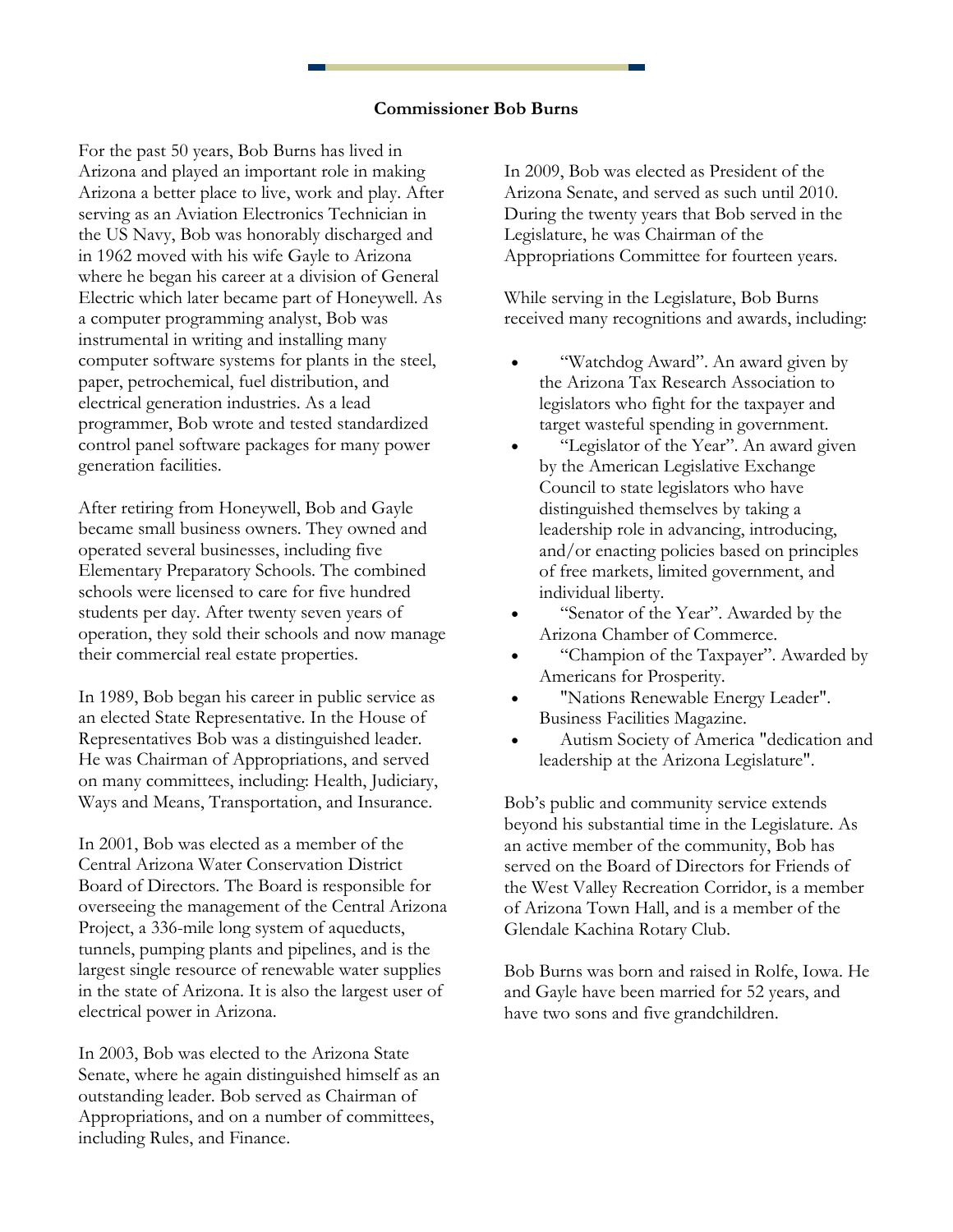**Commissioner Bob Burns**

For the past 50 years, Bob Burns has lived in Arizona and played an important role in making Arizona a better place to live, work and play. After serving as an Aviation Electronics Technician in the US Navy, Bob was honorably discharged and in 1962 moved with his wife Gayle to Arizona where he began his career at a division of General Electric which later became part of Honeywell. As a computer programming analyst, Bob was instrumental in writing and installing many computer software systems for plants in the steel, paper, petrochemical, fuel distribution, and electrical generation industries. As a lead programmer, Bob wrote and tested standardized control panel software packages for many power generation facilities.

After retiring from Honeywell, Bob and Gayle became small business owners. They owned and operated several businesses, including five Elementary Preparatory Schools. The combined schools were licensed to care for five hundred students per day. After twenty seven years of operation, they sold their schools and now manage their commercial real estate properties.

In 1989, Bob began his career in public service as an elected State Representative. In the House of Representatives Bob was a distinguished leader. He was Chairman of Appropriations, and served on many committees, including: Health, Judiciary, Ways and Means, Transportation, and Insurance.

In 2001, Bob was elected as a member of the Central Arizona Water Conservation District Board of Directors. The Board is responsible for overseeing the management of the Central Arizona Project, a 336-mile long system of aqueducts, tunnels, pumping plants and pipelines, and is the largest single resource of renewable water supplies in the state of Arizona. It is also the largest user of electrical power in Arizona.

In 2003, Bob was elected to the Arizona State Senate, where he again distinguished himself as an outstanding leader. Bob served as Chairman of Appropriations, and on a number of committees, including Rules, and Finance.

In 2009, Bob was elected as President of the Arizona Senate, and served as such until 2010. During the twenty years that Bob served in the Legislature, he was Chairman of the Appropriations Committee for fourteen years.

While serving in the Legislature, Bob Burns received many recognitions and awards, including:

- "Watchdog Award". An award given by the Arizona Tax Research Association to legislators who fight for the taxpayer and target wasteful spending in government.
- "Legislator of the Year". An award given by the American Legislative Exchange Council to state legislators who have distinguished themselves by taking a leadership role in advancing, introducing, and/or enacting policies based on principles of free markets, limited government, and individual liberty.
- "Senator of the Year". Awarded by the Arizona Chamber of Commerce.
- "Champion of the Taxpayer". Awarded by Americans for Prosperity.
- "Nations Renewable Energy Leader". Business Facilities Magazine.
- Autism Society of America "dedication and leadership at the Arizona Legislature".

Bob's public and community service extends beyond his substantial time in the Legislature. As an active member of the community, Bob has served on the Board of Directors for Friends of the West Valley Recreation Corridor, is a member of Arizona Town Hall, and is a member of the Glendale Kachina Rotary Club.

Bob Burns was born and raised in Rolfe, Iowa. He and Gayle have been married for 52 years, and have two sons and five grandchildren.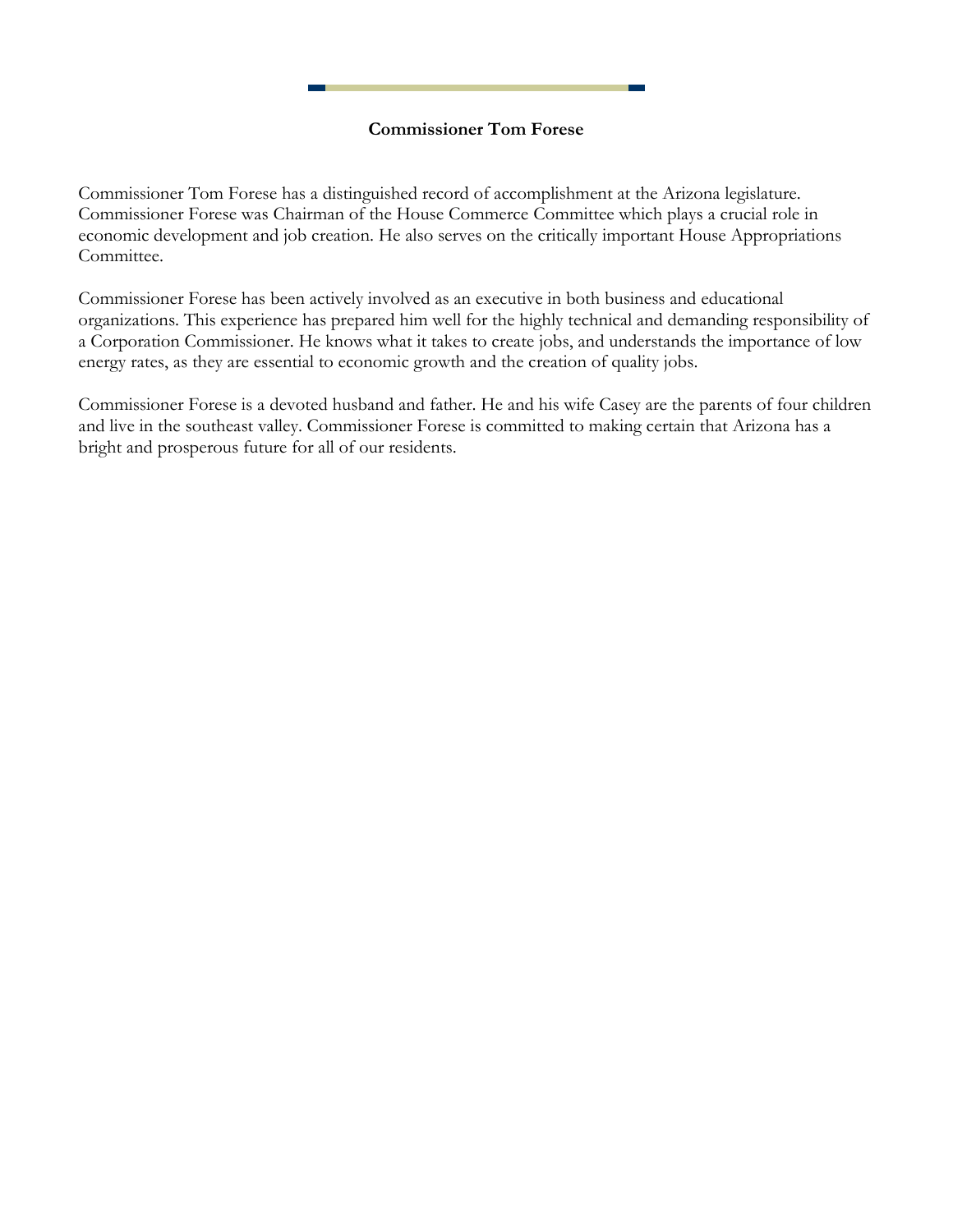## Commissioner Tom Forese

Commissioner Tom Forese has a distinguished record of accomplishment at the Arizona legislature. Commissioner Forese was Chairman of the House Commerce Committee which plays a crucial role in economic development and job creation. He also serves on the critically important House Appropriations Committee.

Commissioner Forese has been actively involved as an executive in both business and educational organizations. This experience has prepared him well for the highly technical and demanding responsibility of a Corporation Commissioner. He knows what it takes to create jobs, and understands the importance of low energy rates, as they are essential to economic growth and the creation of quality jobs.

Commissioner Forese is a devoted husband and father. He and his wife Casey are the parents of four children and live in the southeast valley. Commissioner Forese is committed to making certain that Arizona has a bright and prosperous future for all of our residents.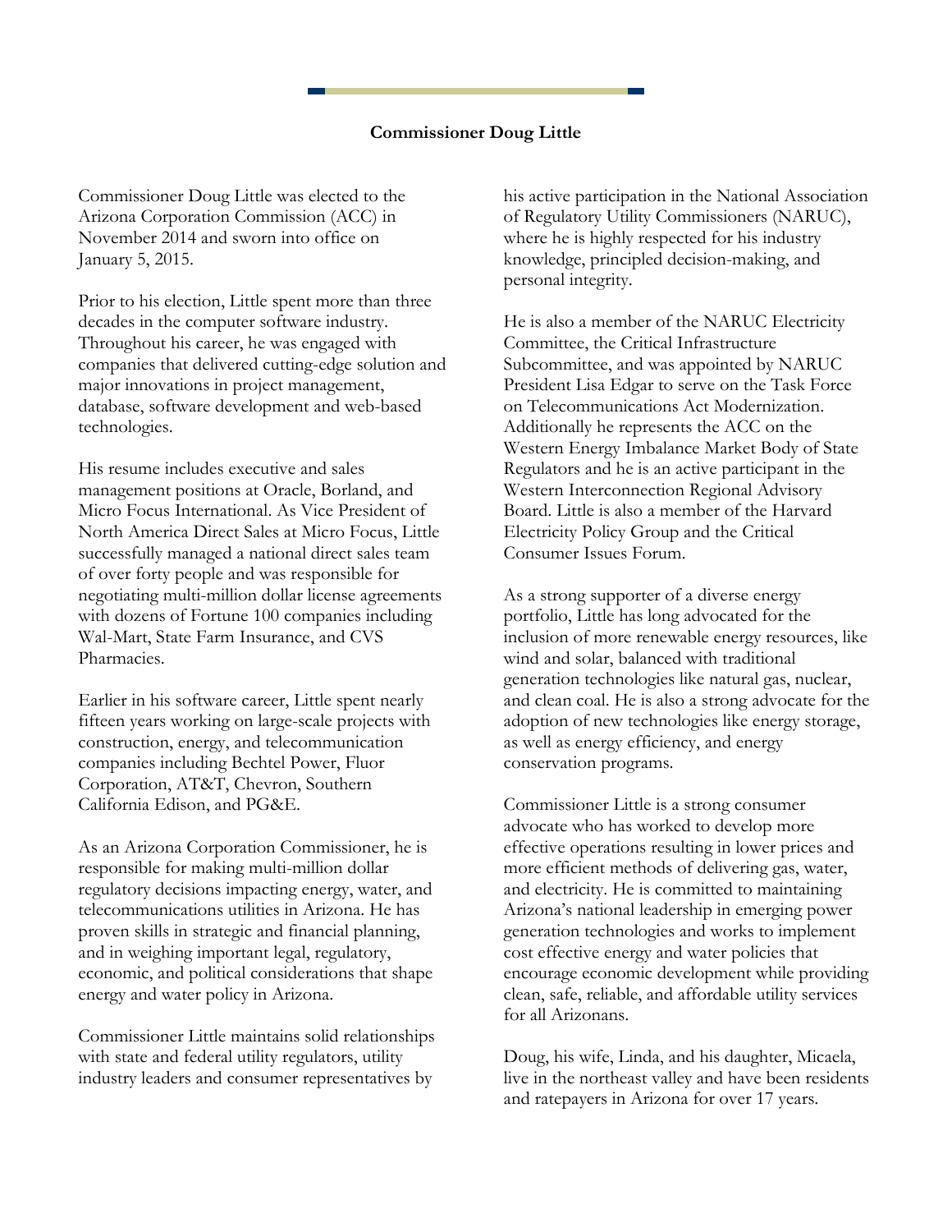### Commissioner Doug Little

Commissioner Doug Little was elected to the Arizona Corporation Commission (ACC) in November 2014 and sworn into office on January 5, 2015.

Prior to his election, Little spent more than three decades in the computer software industry. Throughout his career, he was engaged with companies that delivered cutting-edge solution and major innovations in project management, database, software development and web-based technologies.

His resume includes executive and sales management positions at Oracle, Borland, and Micro Focus International. As Vice President of North America Direct Sales at Micro Focus, Little successfully managed a national direct sales team of over forty people and was responsible for negotiating multi-million dollar license agreements with dozens of Fortune 100 companies including Wal-Mart, State Farm Insurance, and CVS Pharmacies.

Earlier in his software career, Little spent nearly fifteen years working on large-scale projects with construction, energy, and telecommunication companies including Bechtel Power, Fluor Corporation, AT&T, Chevron, Southern California Edison, and PG&E.

As an Arizona Corporation Commissioner, he is responsible for making multi-million dollar regulatory decisions impacting energy, water, and telecommunications utilities in Arizona. He has proven skills in strategic and financial planning, and in weighing important legal, regulatory, economic, and political considerations that shape energy and water policy in Arizona.

Commissioner Little maintains solid relationships with state and federal utility regulators, utility industry leaders and consumer representatives by his active participation in the National Association of Regulatory Utility Commissioners (NARUC), where he is highly respected for his industry knowledge, principled decision-making, and personal integrity.

He is also a member of the NARUC Electricity Committee, the Critical Infrastructure Subcommittee, and was appointed by NARUC President Lisa Edgar to serve on the Task Force on Telecommunications Act Modernization. Additionally he represents the ACC on the Western Energy Imbalance Market Body of State Regulators and he is an active participant in the Western Interconnection Regional Advisory Board. Little is also a member of the Harvard Electricity Policy Group and the Critical Consumer Issues Forum.

As a strong supporter of a diverse energy portfolio, Little has long advocated for the inclusion of more renewable energy resources, like wind and solar, balanced with traditional generation technologies like natural gas, nuclear, and clean coal. He is also a strong advocate for the adoption of new technologies like energy storage, as well as energy efficiency, and energy conservation programs.

Commissioner Little is a strong consumer advocate who has worked to develop more effective operations resulting in lower prices and more efficient methods of delivering gas, water, and electricity. He is committed to maintaining Arizona's national leadership in emerging power generation technologies and works to implement cost effective energy and water policies that encourage economic development while providing clean, safe, reliable, and affordable utility services for all Arizonans.

Doug, his wife, Linda, and his daughter, Micaela, live in the northeast valley and have been residents and ratepayers in Arizona for over 17 years.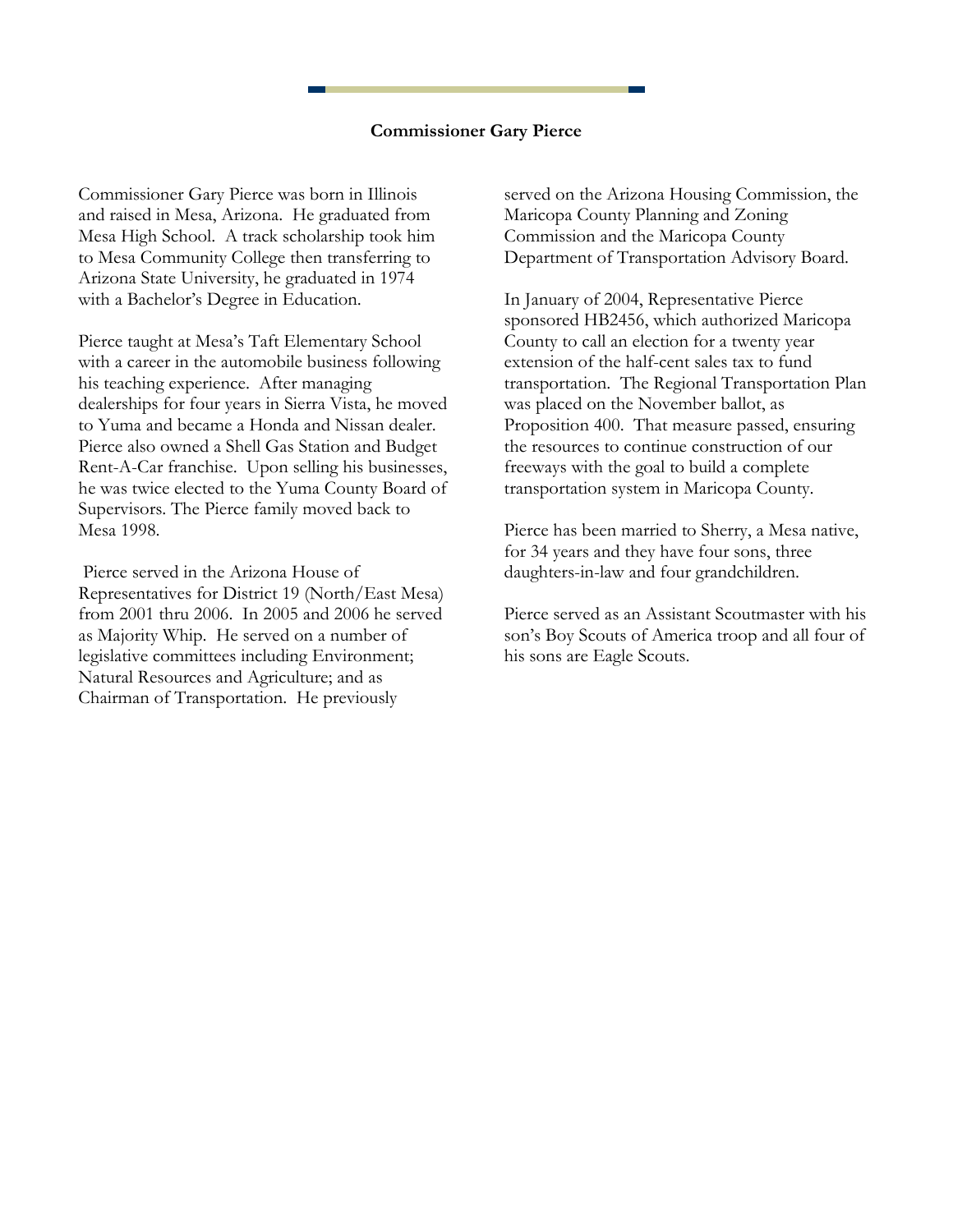## Commissioner Gary Pierce

Commissioner Gary Pierce was born in Illinois and raised in Mesa, Arizona. He graduated from Mesa High School. A track scholarship took him to Mesa Community College then transferring to Arizona State University, he graduated in 1974 with a Bachelor's Degree in Education.

Pierce taught at Mesa's Taft Elementary School with a career in the automobile business following his teaching experience. After managing dealerships for four years in Sierra Vista, he moved to Yuma and became a Honda and Nissan dealer. Pierce also owned a Shell Gas Station and Budget Rent-A-Car franchise. Upon selling his businesses, he was twice elected to the Yuma County Board of Supervisors. The Pierce family moved back to Mesa 1998.

Pierce served in the Arizona House of Representatives for District 19 (North/East Mesa) from 2001 thru 2006. In 2005 and 2006 he served as Majority Whip. He served on a number of legislative committees including Environment; Natural Resources and Agriculture; and as Chairman of Transportation. He previously served on the Arizona Housing Commission, the Maricopa County Planning and Zoning Commission and the Maricopa County Department of Transportation Advisory Board.

In January of 2004, Representative Pierce sponsored HB2456, which authorized Maricopa County to call an election for a twenty year extension of the half-cent sales tax to fund transportation. The Regional Transportation Plan was placed on the November ballot, as Proposition 400. That measure passed, ensuring the resources to continue construction of our freeways with the goal to build a complete transportation system in Maricopa County.

Pierce has been married to Sherry, a Mesa native, for 34 years and they have four sons, three daughters-in-law and four grandchildren.

Pierce served as an Assistant Scoutmaster with his son's Boy Scouts of America troop and all four of his sons are Eagle Scouts.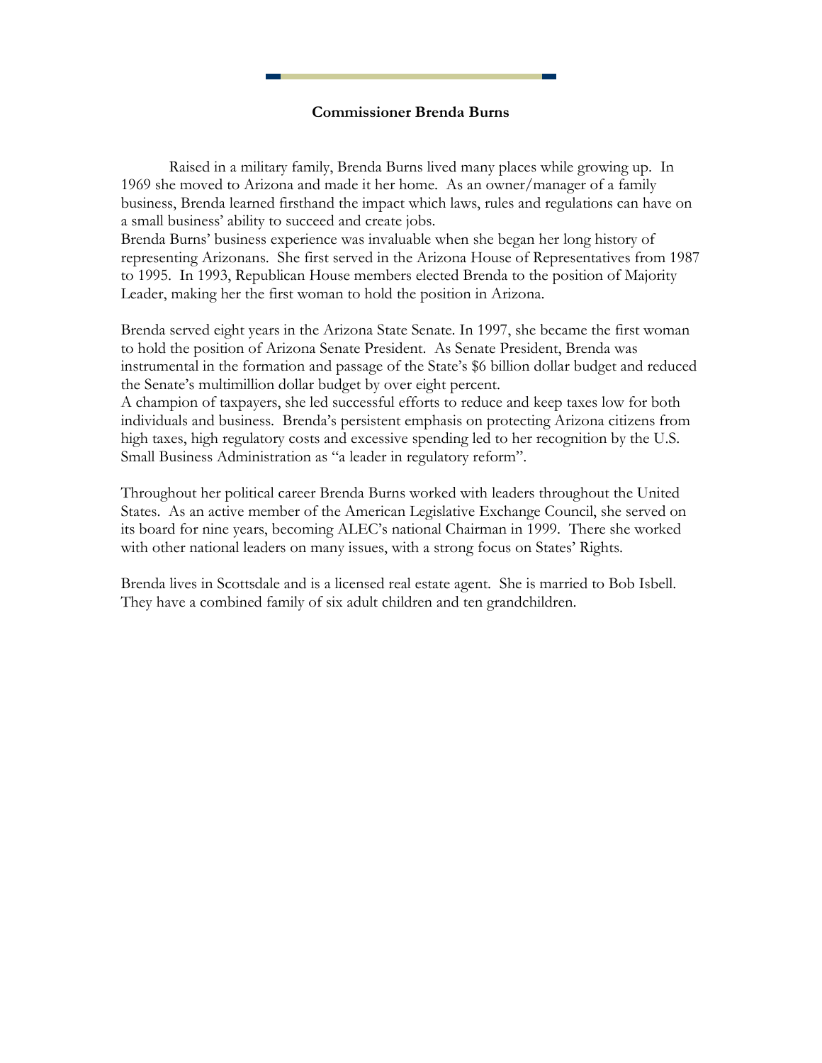**Commissioner Brenda Burns**

Raised in a military family, Brenda Burns lived many places while growing up. In 1969 she moved to Arizona and made it her home. As an owner/manager of a family business, Brenda learned firsthand the impact which laws, rules and regulations can have on a small business' ability to succeed and create jobs.
Brenda Burns' business experience was invaluable when she began her long history of representing Arizonans. She first served in the Arizona House of Representatives from 1987 to 1995. In 1993, Republican House members elected Brenda to the position of Majority Leader, making her the first woman to hold the position in Arizona.

Brenda served eight years in the Arizona State Senate. In 1997, she became the first woman to hold the position of Arizona Senate President. As Senate President, Brenda was instrumental in the formation and passage of the State's $6 billion dollar budget and reduced the Senate's multimillion dollar budget by over eight percent.
A champion of taxpayers, she led successful efforts to reduce and keep taxes low for both individuals and business. Brenda's persistent emphasis on protecting Arizona citizens from high taxes, high regulatory costs and excessive spending led to her recognition by the U.S. Small Business Administration as "a leader in regulatory reform".

Throughout her political career Brenda Burns worked with leaders throughout the United States. As an active member of the American Legislative Exchange Council, she served on its board for nine years, becoming ALEC's national Chairman in 1999. There she worked with other national leaders on many issues, with a strong focus on States' Rights.

Brenda lives in Scottsdale and is a licensed real estate agent. She is married to Bob Isbell. They have a combined family of six adult children and ten grandchildren.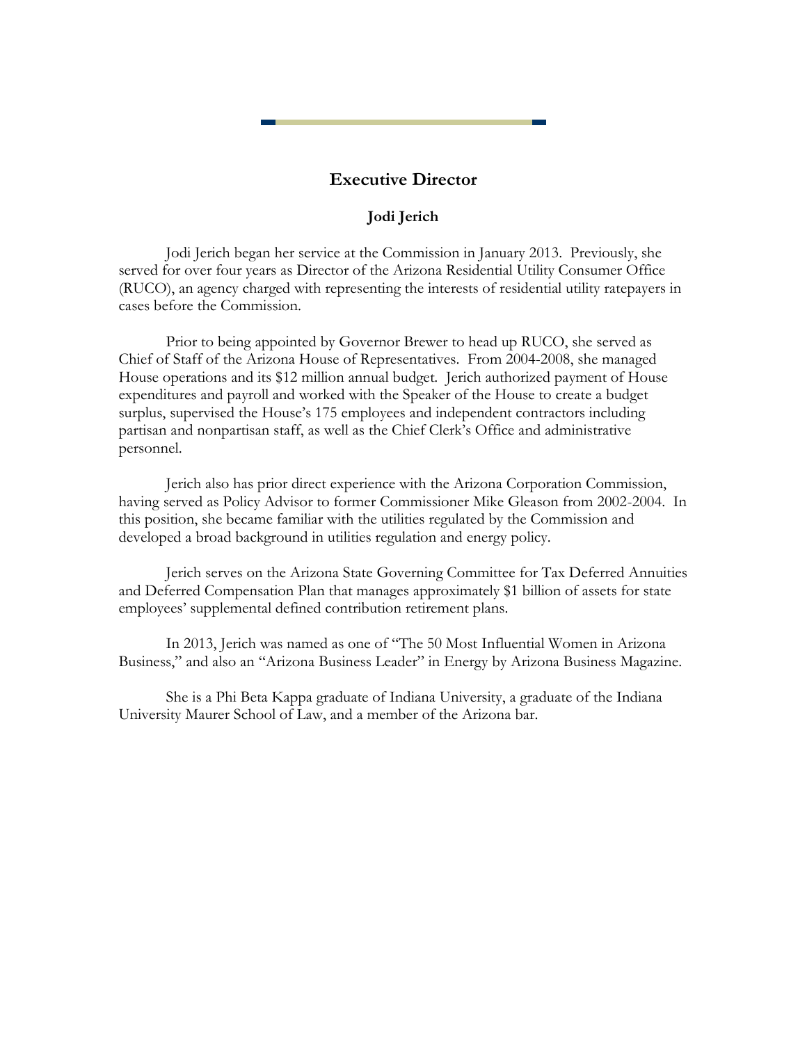## Executive Director

### Jodi Jerich

Jodi Jerich began her service at the Commission in January 2013. Previously, she served for over four years as Director of the Arizona Residential Utility Consumer Office (RUCO), an agency charged with representing the interests of residential utility ratepayers in cases before the Commission.

Prior to being appointed by Governor Brewer to head up RUCO, she served as Chief of Staff of the Arizona House of Representatives. From 2004-2008, she managed House operations and its $12 million annual budget. Jerich authorized payment of House expenditures and payroll and worked with the Speaker of the House to create a budget surplus, supervised the House's 175 employees and independent contractors including partisan and nonpartisan staff, as well as the Chief Clerk's Office and administrative personnel.

Jerich also has prior direct experience with the Arizona Corporation Commission, having served as Policy Advisor to former Commissioner Mike Gleason from 2002-2004. In this position, she became familiar with the utilities regulated by the Commission and developed a broad background in utilities regulation and energy policy.

Jerich serves on the Arizona State Governing Committee for Tax Deferred Annuities and Deferred Compensation Plan that manages approximately $1 billion of assets for state employees' supplemental defined contribution retirement plans.

In 2013, Jerich was named as one of "The 50 Most Influential Women in Arizona Business," and also an "Arizona Business Leader" in Energy by Arizona Business Magazine.

She is a Phi Beta Kappa graduate of Indiana University, a graduate of the Indiana University Maurer School of Law, and a member of the Arizona bar.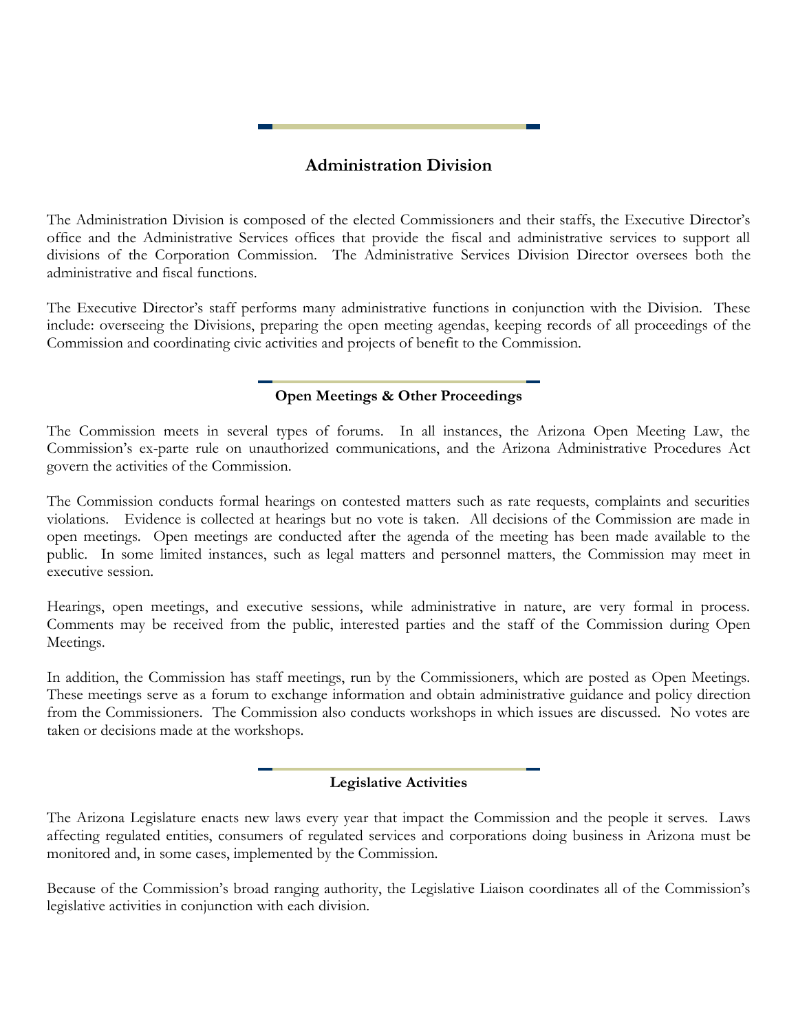## Administration Division

The Administration Division is composed of the elected Commissioners and their staffs, the Executive Director's office and the Administrative Services offices that provide the fiscal and administrative services to support all divisions of the Corporation Commission. The Administrative Services Division Director oversees both the administrative and fiscal functions.

The Executive Director's staff performs many administrative functions in conjunction with the Division. These include: overseeing the Divisions, preparing the open meeting agendas, keeping records of all proceedings of the Commission and coordinating civic activities and projects of benefit to the Commission.

### Open Meetings & Other Proceedings

The Commission meets in several types of forums. In all instances, the Arizona Open Meeting Law, the Commission's ex-parte rule on unauthorized communications, and the Arizona Administrative Procedures Act govern the activities of the Commission.

The Commission conducts formal hearings on contested matters such as rate requests, complaints and securities violations. Evidence is collected at hearings but no vote is taken. All decisions of the Commission are made in open meetings. Open meetings are conducted after the agenda of the meeting has been made available to the public. In some limited instances, such as legal matters and personnel matters, the Commission may meet in executive session.

Hearings, open meetings, and executive sessions, while administrative in nature, are very formal in process. Comments may be received from the public, interested parties and the staff of the Commission during Open Meetings.

In addition, the Commission has staff meetings, run by the Commissioners, which are posted as Open Meetings. These meetings serve as a forum to exchange information and obtain administrative guidance and policy direction from the Commissioners. The Commission also conducts workshops in which issues are discussed. No votes are taken or decisions made at the workshops.

### Legislative Activities

The Arizona Legislature enacts new laws every year that impact the Commission and the people it serves. Laws affecting regulated entities, consumers of regulated services and corporations doing business in Arizona must be monitored and, in some cases, implemented by the Commission.

Because of the Commission's broad ranging authority, the Legislative Liaison coordinates all of the Commission's legislative activities in conjunction with each division.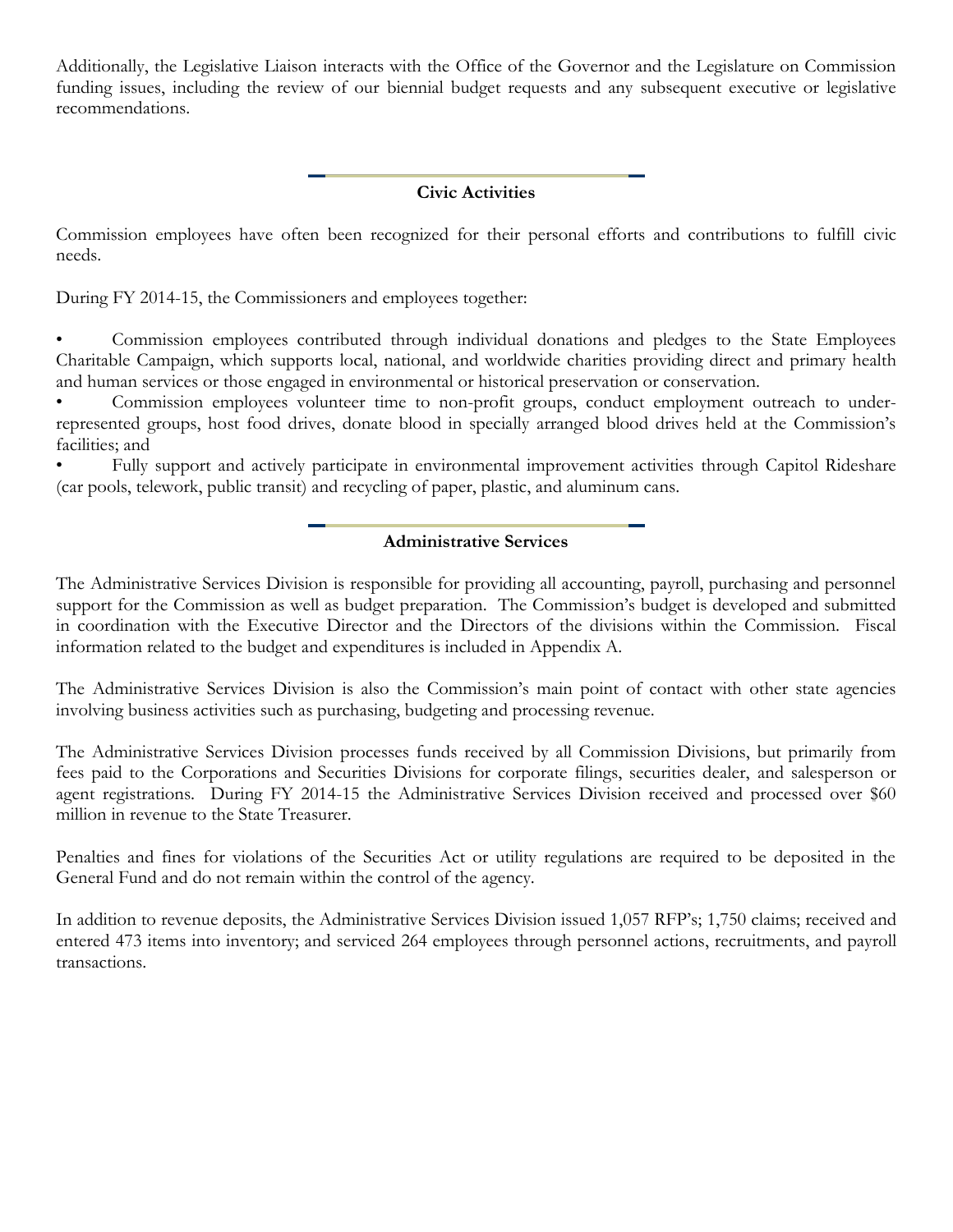Additionally, the Legislative Liaison interacts with the Office of the Governor and the Legislature on Commission funding issues, including the review of our biennial budget requests and any subsequent executive or legislative recommendations.

## Civic Activities

Commission employees have often been recognized for their personal efforts and contributions to fulfill civic needs.

During FY 2014-15, the Commissioners and employees together:

- Commission employees contributed through individual donations and pledges to the State Employees Charitable Campaign, which supports local, national, and worldwide charities providing direct and primary health and human services or those engaged in environmental or historical preservation or conservation.
- Commission employees volunteer time to non-profit groups, conduct employment outreach to under-represented groups, host food drives, donate blood in specially arranged blood drives held at the Commission's facilities; and
- Fully support and actively participate in environmental improvement activities through Capitol Rideshare (car pools, telework, public transit) and recycling of paper, plastic, and aluminum cans.

## Administrative Services

The Administrative Services Division is responsible for providing all accounting, payroll, purchasing and personnel support for the Commission as well as budget preparation. The Commission's budget is developed and submitted in coordination with the Executive Director and the Directors of the divisions within the Commission. Fiscal information related to the budget and expenditures is included in Appendix A.

The Administrative Services Division is also the Commission's main point of contact with other state agencies involving business activities such as purchasing, budgeting and processing revenue.

The Administrative Services Division processes funds received by all Commission Divisions, but primarily from fees paid to the Corporations and Securities Divisions for corporate filings, securities dealer, and salesperson or agent registrations. During FY 2014-15 the Administrative Services Division received and processed over $60 million in revenue to the State Treasurer.

Penalties and fines for violations of the Securities Act or utility regulations are required to be deposited in the General Fund and do not remain within the control of the agency.

In addition to revenue deposits, the Administrative Services Division issued 1,057 RFP's; 1,750 claims; received and entered 473 items into inventory; and serviced 264 employees through personnel actions, recruitments, and payroll transactions.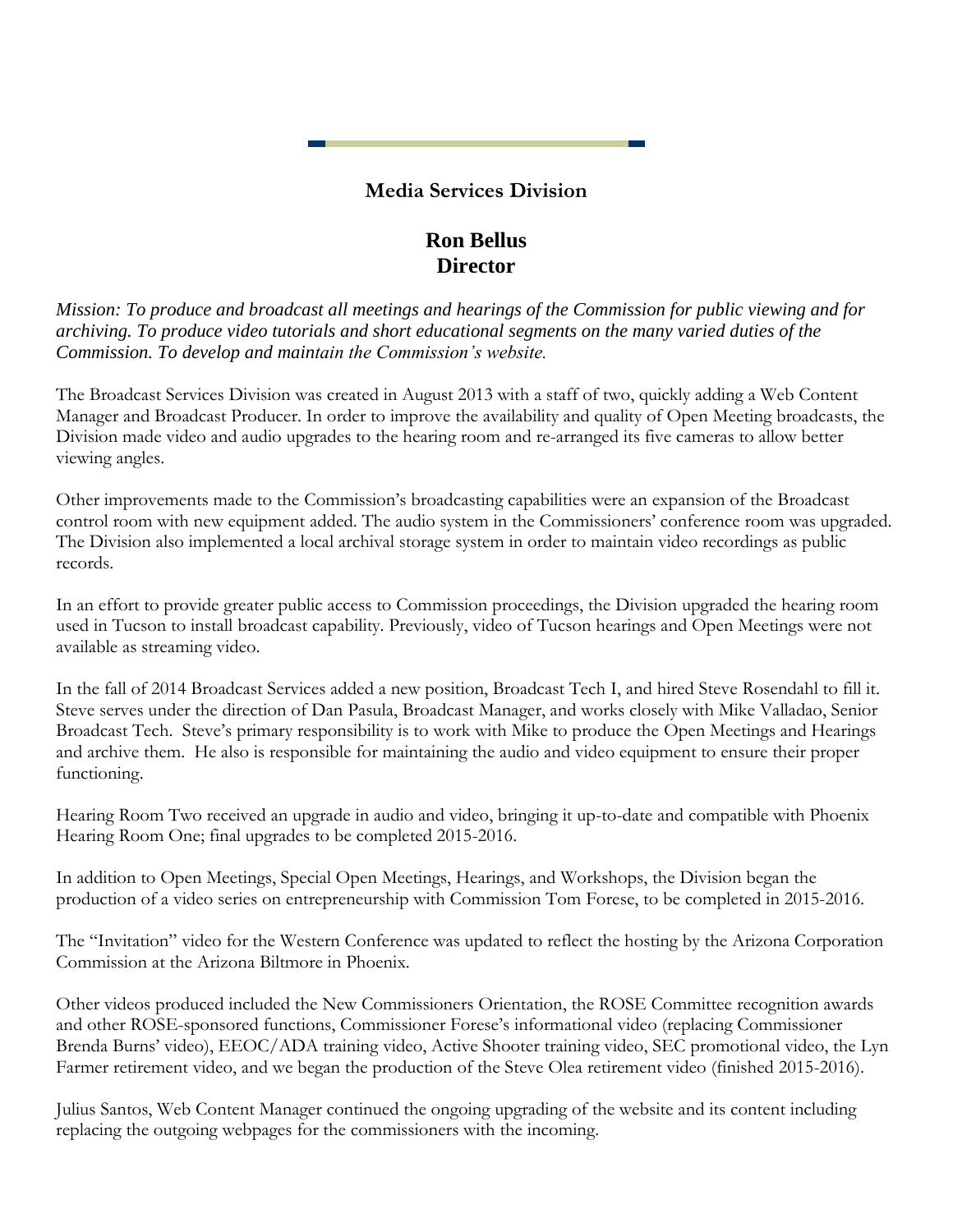## Media Services Division

### Ron Bellus
### Director

*Mission: To produce and broadcast all meetings and hearings of the Commission for public viewing and for archiving. To produce video tutorials and short educational segments on the many varied duties of the Commission. To develop and maintain the Commission's website.*

The Broadcast Services Division was created in August 2013 with a staff of two, quickly adding a Web Content Manager and Broadcast Producer. In order to improve the availability and quality of Open Meeting broadcasts, the Division made video and audio upgrades to the hearing room and re-arranged its five cameras to allow better viewing angles.

Other improvements made to the Commission's broadcasting capabilities were an expansion of the Broadcast control room with new equipment added. The audio system in the Commissioners' conference room was upgraded. The Division also implemented a local archival storage system in order to maintain video recordings as public records.

In an effort to provide greater public access to Commission proceedings, the Division upgraded the hearing room used in Tucson to install broadcast capability. Previously, video of Tucson hearings and Open Meetings were not available as streaming video.

In the fall of 2014 Broadcast Services added a new position, Broadcast Tech I, and hired Steve Rosendahl to fill it. Steve serves under the direction of Dan Pasula, Broadcast Manager, and works closely with Mike Valladao, Senior Broadcast Tech. Steve's primary responsibility is to work with Mike to produce the Open Meetings and Hearings and archive them. He also is responsible for maintaining the audio and video equipment to ensure their proper functioning.

Hearing Room Two received an upgrade in audio and video, bringing it up-to-date and compatible with Phoenix Hearing Room One; final upgrades to be completed 2015-2016.

In addition to Open Meetings, Special Open Meetings, Hearings, and Workshops, the Division began the production of a video series on entrepreneurship with Commission Tom Forese, to be completed in 2015-2016.

The "Invitation" video for the Western Conference was updated to reflect the hosting by the Arizona Corporation Commission at the Arizona Biltmore in Phoenix.

Other videos produced included the New Commissioners Orientation, the ROSE Committee recognition awards and other ROSE-sponsored functions, Commissioner Forese's informational video (replacing Commissioner Brenda Burns' video), EEOC/ADA training video, Active Shooter training video, SEC promotional video, the Lyn Farmer retirement video, and we began the production of the Steve Olea retirement video (finished 2015-2016).

Julius Santos, Web Content Manager continued the ongoing upgrading of the website and its content including replacing the outgoing webpages for the commissioners with the incoming.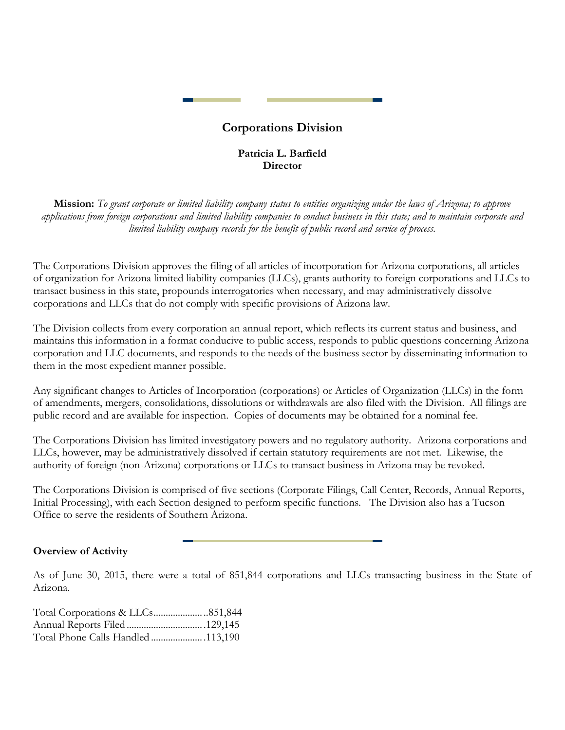## Corporations Division

**Patricia L. Barfield**
**Director**

**Mission:** *To grant corporate or limited liability company status to entities organizing under the laws of Arizona; to approve applications from foreign corporations and limited liability companies to conduct business in this state; and to maintain corporate and limited liability company records for the benefit of public record and service of process.*

The Corporations Division approves the filing of all articles of incorporation for Arizona corporations, all articles of organization for Arizona limited liability companies (LLCs), grants authority to foreign corporations and LLCs to transact business in this state, propounds interrogatories when necessary, and may administratively dissolve corporations and LLCs that do not comply with specific provisions of Arizona law.

The Division collects from every corporation an annual report, which reflects its current status and business, and maintains this information in a format conducive to public access, responds to public questions concerning Arizona corporation and LLC documents, and responds to the needs of the business sector by disseminating information to them in the most expedient manner possible.

Any significant changes to Articles of Incorporation (corporations) or Articles of Organization (LLCs) in the form of amendments, mergers, consolidations, dissolutions or withdrawals are also filed with the Division. All filings are public record and are available for inspection. Copies of documents may be obtained for a nominal fee.

The Corporations Division has limited investigatory powers and no regulatory authority. Arizona corporations and LLCs, however, may be administratively dissolved if certain statutory requirements are not met. Likewise, the authority of foreign (non-Arizona) corporations or LLCs to transact business in Arizona may be revoked.

The Corporations Division is comprised of five sections (Corporate Filings, Call Center, Records, Annual Reports, Initial Processing), with each Section designed to perform specific functions. The Division also has a Tucson Office to serve the residents of Southern Arizona.

### Overview of Activity

As of June 30, 2015, there were a total of 851,844 corporations and LLCs transacting business in the State of Arizona.

Total Corporations & LLCs..........................851,844
Annual Reports Filed...............................129,145
Total Phone Calls Handled.......................113,190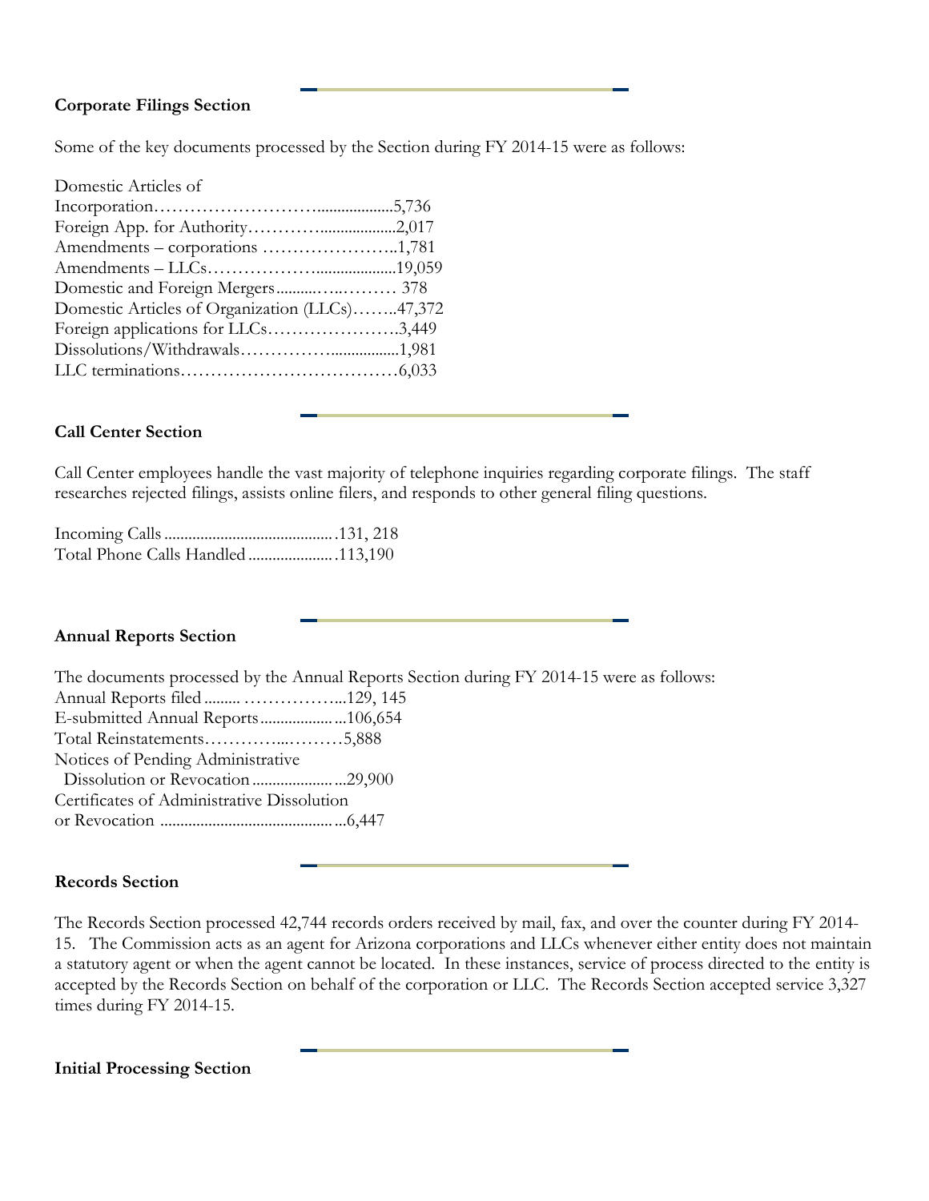**Corporate Filings Section**

Some of the key documents processed by the Section during FY 2014-15 were as follows:

Domestic Articles of Incorporation……………………….................5,736
Foreign App. for Authority…………..................2,017
Amendments – corporations …………………..1,781
Amendments – LLCs……………….................19,059
Domestic and Foreign Mergers..........…..……… 378
Domestic Articles of Organization (LLCs)……..47,372
Foreign applications for LLCs………………….3,449
Dissolutions/Withdrawals……………................1,981
LLC terminations………………………………6,033

**Call Center Section**

Call Center employees handle the vast majority of telephone inquiries regarding corporate filings. The staff researches rejected filings, assists online filers, and responds to other general filing questions.

Incoming Calls ..........................................131, 218
Total Phone Calls Handled .....................113,190

**Annual Reports Section**

The documents processed by the Annual Reports Section during FY 2014-15 were as follows:
Annual Reports filed ......... ……………...129, 145
E-submitted Annual Reports.....................106,654
Total Reinstatements…………...………5,888
Notices of Pending Administrative Dissolution or Revocation .......................29,900
Certificates of Administrative Dissolution or Revocation ..............................................6,447

**Records Section**

The Records Section processed 42,744 records orders received by mail, fax, and over the counter during FY 2014-15. The Commission acts as an agent for Arizona corporations and LLCs whenever either entity does not maintain a statutory agent or when the agent cannot be located. In these instances, service of process directed to the entity is accepted by the Records Section on behalf of the corporation or LLC. The Records Section accepted service 3,327 times during FY 2014-15.

**Initial Processing Section**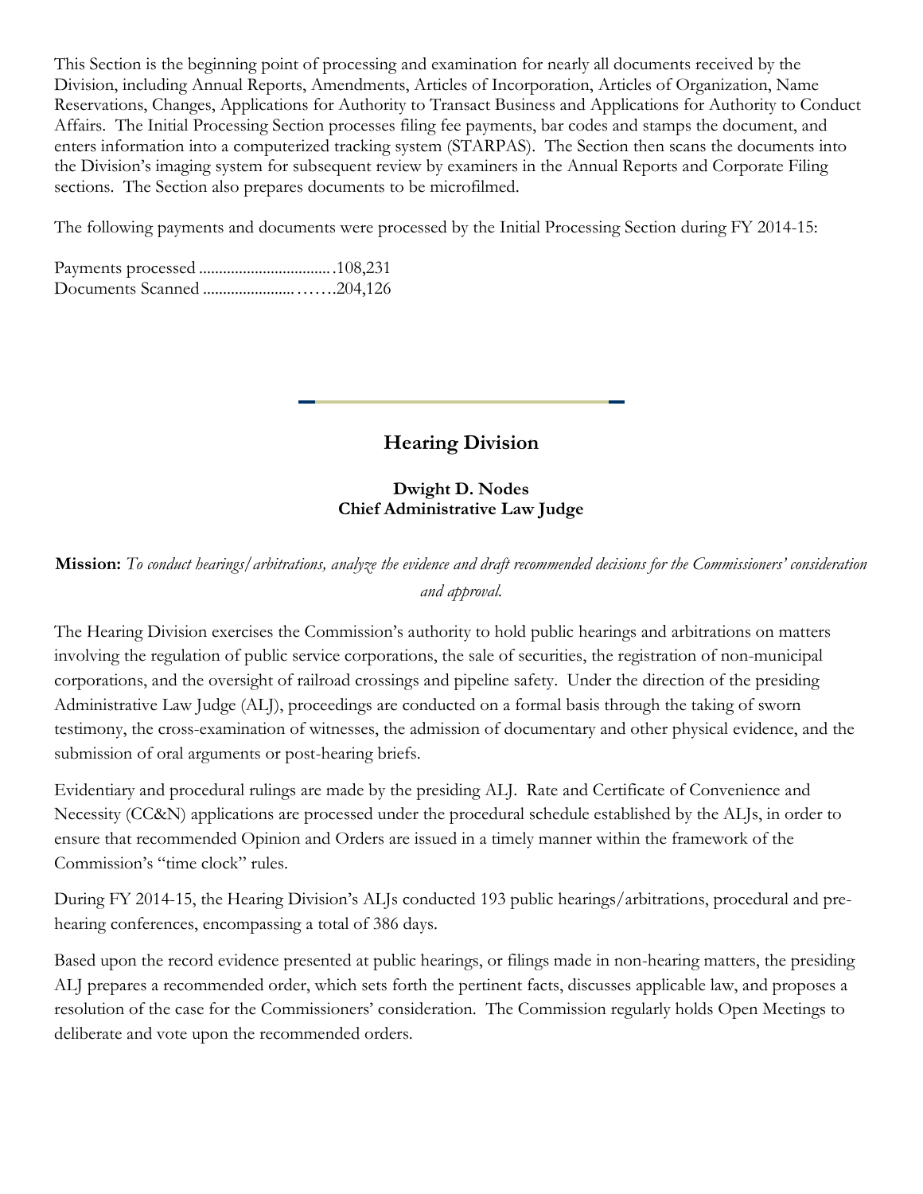This Section is the beginning point of processing and examination for nearly all documents received by the Division, including Annual Reports, Amendments, Articles of Incorporation, Articles of Organization, Name Reservations, Changes, Applications for Authority to Transact Business and Applications for Authority to Conduct Affairs. The Initial Processing Section processes filing fee payments, bar codes and stamps the document, and enters information into a computerized tracking system (STARPAS). The Section then scans the documents into the Division's imaging system for subsequent review by examiners in the Annual Reports and Corporate Filing sections. The Section also prepares documents to be microfilmed.

The following payments and documents were processed by the Initial Processing Section during FY 2014-15:

Payments processed .................................108,231
Documents Scanned ..............................204,126

## Hearing Division

**Dwight D. Nodes**
**Chief Administrative Law Judge**

**Mission:** *To conduct hearings/arbitrations, analyze the evidence and draft recommended decisions for the Commissioners' consideration and approval.*

The Hearing Division exercises the Commission's authority to hold public hearings and arbitrations on matters involving the regulation of public service corporations, the sale of securities, the registration of non-municipal corporations, and the oversight of railroad crossings and pipeline safety. Under the direction of the presiding Administrative Law Judge (ALJ), proceedings are conducted on a formal basis through the taking of sworn testimony, the cross-examination of witnesses, the admission of documentary and other physical evidence, and the submission of oral arguments or post-hearing briefs.

Evidentiary and procedural rulings are made by the presiding ALJ. Rate and Certificate of Convenience and Necessity (CC&N) applications are processed under the procedural schedule established by the ALJs, in order to ensure that recommended Opinion and Orders are issued in a timely manner within the framework of the Commission's "time clock" rules.

During FY 2014-15, the Hearing Division's ALJs conducted 193 public hearings/arbitrations, procedural and pre-hearing conferences, encompassing a total of 386 days.

Based upon the record evidence presented at public hearings, or filings made in non-hearing matters, the presiding ALJ prepares a recommended order, which sets forth the pertinent facts, discusses applicable law, and proposes a resolution of the case for the Commissioners' consideration. The Commission regularly holds Open Meetings to deliberate and vote upon the recommended orders.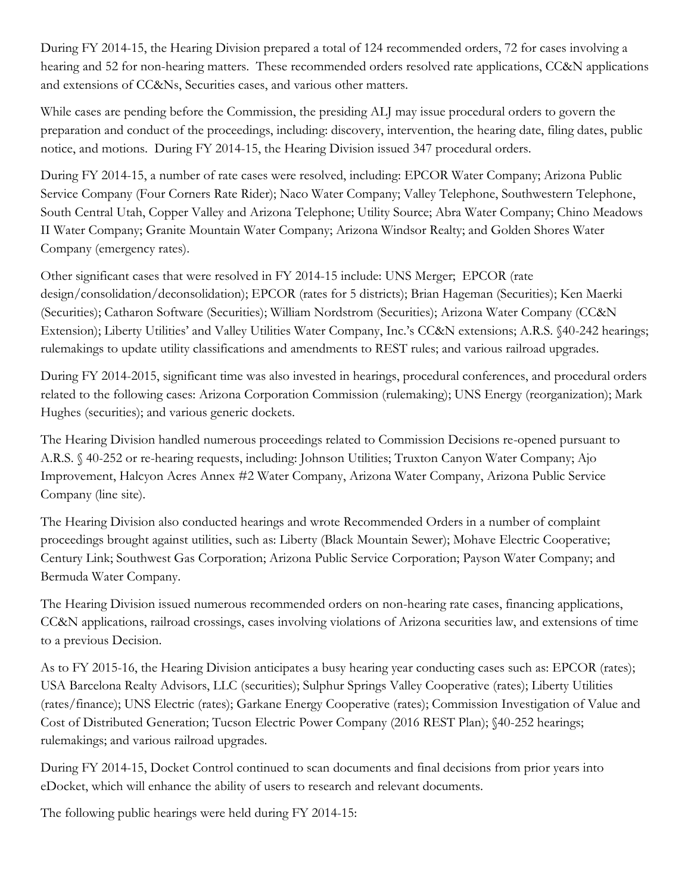During FY 2014-15, the Hearing Division prepared a total of 124 recommended orders, 72 for cases involving a hearing and 52 for non-hearing matters. These recommended orders resolved rate applications, CC&N applications and extensions of CC&Ns, Securities cases, and various other matters.

While cases are pending before the Commission, the presiding ALJ may issue procedural orders to govern the preparation and conduct of the proceedings, including: discovery, intervention, the hearing date, filing dates, public notice, and motions. During FY 2014-15, the Hearing Division issued 347 procedural orders.

During FY 2014-15, a number of rate cases were resolved, including: EPCOR Water Company; Arizona Public Service Company (Four Corners Rate Rider); Naco Water Company; Valley Telephone, Southwestern Telephone, South Central Utah, Copper Valley and Arizona Telephone; Utility Source; Abra Water Company; Chino Meadows II Water Company; Granite Mountain Water Company; Arizona Windsor Realty; and Golden Shores Water Company (emergency rates).

Other significant cases that were resolved in FY 2014-15 include: UNS Merger; EPCOR (rate design/consolidation/deconsolidation); EPCOR (rates for 5 districts); Brian Hageman (Securities); Ken Maerki (Securities); Catharon Software (Securities); William Nordstrom (Securities); Arizona Water Company (CC&N Extension); Liberty Utilities' and Valley Utilities Water Company, Inc.'s CC&N extensions; A.R.S. §40-242 hearings; rulemakings to update utility classifications and amendments to REST rules; and various railroad upgrades.

During FY 2014-2015, significant time was also invested in hearings, procedural conferences, and procedural orders related to the following cases: Arizona Corporation Commission (rulemaking); UNS Energy (reorganization); Mark Hughes (securities); and various generic dockets.

The Hearing Division handled numerous proceedings related to Commission Decisions re-opened pursuant to A.R.S. § 40-252 or re-hearing requests, including: Johnson Utilities; Truxton Canyon Water Company; Ajo Improvement, Halcyon Acres Annex #2 Water Company, Arizona Water Company, Arizona Public Service Company (line site).

The Hearing Division also conducted hearings and wrote Recommended Orders in a number of complaint proceedings brought against utilities, such as: Liberty (Black Mountain Sewer); Mohave Electric Cooperative; Century Link; Southwest Gas Corporation; Arizona Public Service Corporation; Payson Water Company; and Bermuda Water Company.

The Hearing Division issued numerous recommended orders on non-hearing rate cases, financing applications, CC&N applications, railroad crossings, cases involving violations of Arizona securities law, and extensions of time to a previous Decision.

As to FY 2015-16, the Hearing Division anticipates a busy hearing year conducting cases such as: EPCOR (rates); USA Barcelona Realty Advisors, LLC (securities); Sulphur Springs Valley Cooperative (rates); Liberty Utilities (rates/finance); UNS Electric (rates); Garkane Energy Cooperative (rates); Commission Investigation of Value and Cost of Distributed Generation; Tucson Electric Power Company (2016 REST Plan); §40-252 hearings; rulemakings; and various railroad upgrades.

During FY 2014-15, Docket Control continued to scan documents and final decisions from prior years into eDocket, which will enhance the ability of users to research and relevant documents.

The following public hearings were held during FY 2014-15: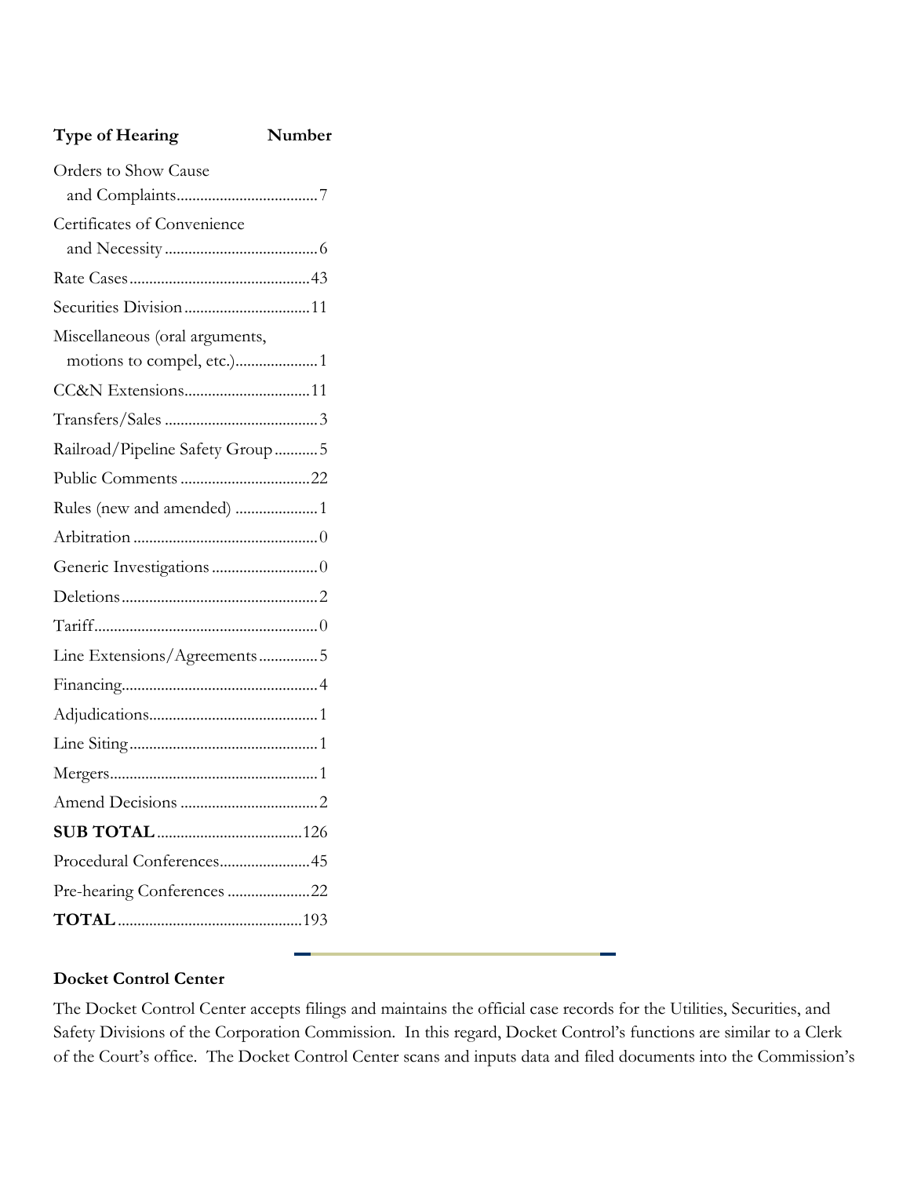| Type of Hearing | Number |
| --- | --- |
| Orders to Show Cause and Complaints | 7 |
| Certificates of Convenience and Necessity | 6 |
| Rate Cases | 43 |
| Securities Division | 11 |
| Miscellaneous (oral arguments, motions to compel, etc.) | 1 |
| CC&N Extensions | 11 |
| Transfers/Sales | 3 |
| Railroad/Pipeline Safety Group | 5 |
| Public Comments | 22 |
| Rules (new and amended) | 1 |
| Arbitration | 0 |
| Generic Investigations | 0 |
| Deletions | 2 |
| Tariff | 0 |
| Line Extensions/Agreements | 5 |
| Financing | 4 |
| Adjudications | 1 |
| Line Siting | 1 |
| Mergers | 1 |
| Amend Decisions | 2 |
| **SUB TOTAL** | 126 |
| Procedural Conferences | 45 |
| Pre-hearing Conferences | 22 |
| **TOTAL** | 193 |

**Docket Control Center**

The Docket Control Center accepts filings and maintains the official case records for the Utilities, Securities, and Safety Divisions of the Corporation Commission. In this regard, Docket Control's functions are similar to a Clerk of the Court's office. The Docket Control Center scans and inputs data and filed documents into the Commission's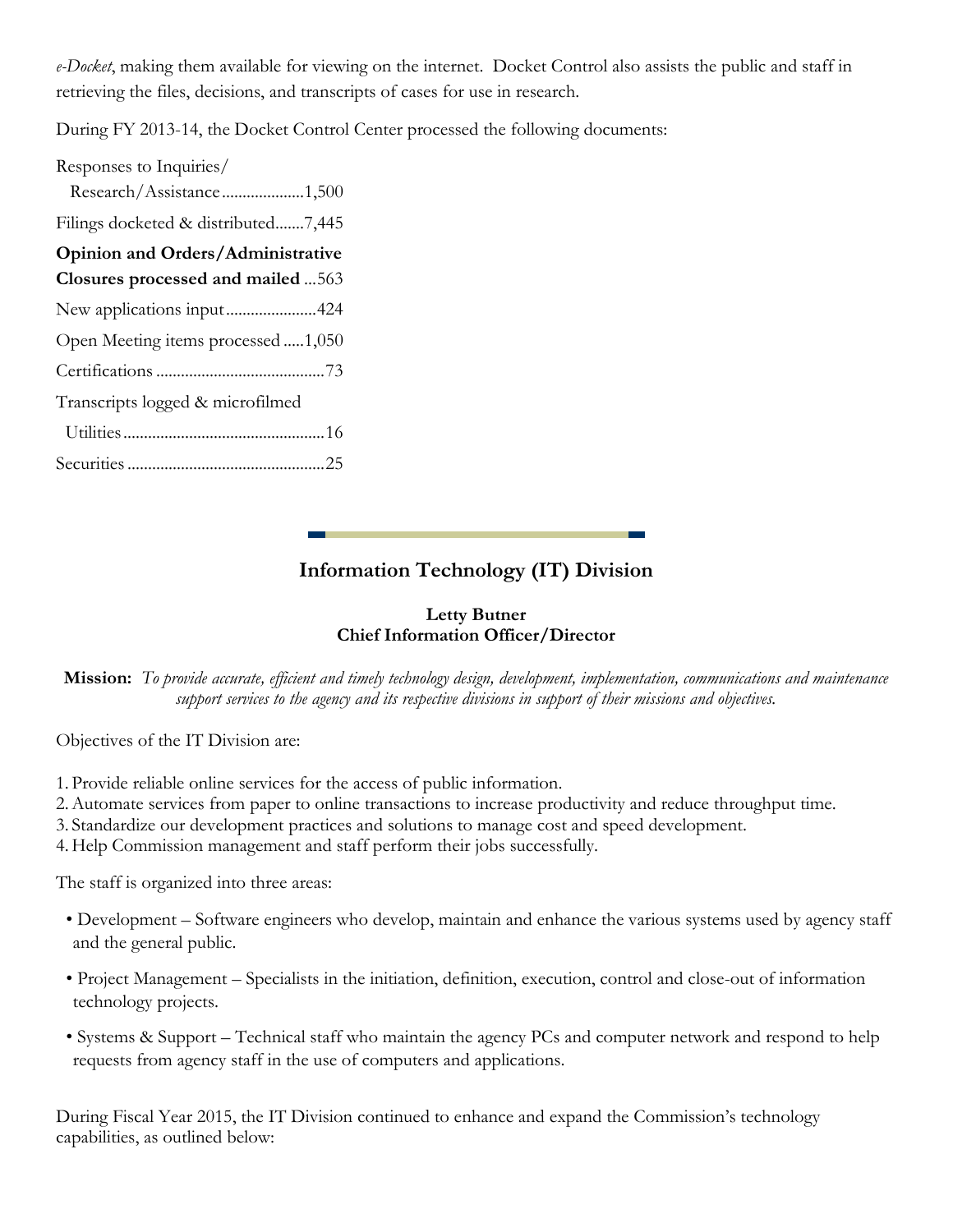*e-Docket*, making them available for viewing on the internet. Docket Control also assists the public and staff in retrieving the files, decisions, and transcripts of cases for use in research.

During FY 2013-14, the Docket Control Center processed the following documents:

Responses to Inquiries/
Research/Assistance....................1,500

Filings docketed & distributed.......7,445

**Opinion and Orders/Administrative Closures processed and mailed** ...563

New applications input......................424

Open Meeting items processed .....1,050

Certifications .........................................73

Transcripts logged & microfilmed

Utilities.................................................16

Securities................................................25

## Information Technology (IT) Division

**Letty Butner**
**Chief Information Officer/Director**

**Mission:** *To provide accurate, efficient and timely technology design, development, implementation, communications and maintenance support services to the agency and its respective divisions in support of their missions and objectives.*

Objectives of the IT Division are:

1. Provide reliable online services for the access of public information.
2. Automate services from paper to online transactions to increase productivity and reduce throughput time.
3. Standardize our development practices and solutions to manage cost and speed development.
4. Help Commission management and staff perform their jobs successfully.

The staff is organized into three areas:

- Development – Software engineers who develop, maintain and enhance the various systems used by agency staff and the general public.
- Project Management – Specialists in the initiation, definition, execution, control and close-out of information technology projects.
- Systems & Support – Technical staff who maintain the agency PCs and computer network and respond to help requests from agency staff in the use of computers and applications.

During Fiscal Year 2015, the IT Division continued to enhance and expand the Commission's technology capabilities, as outlined below: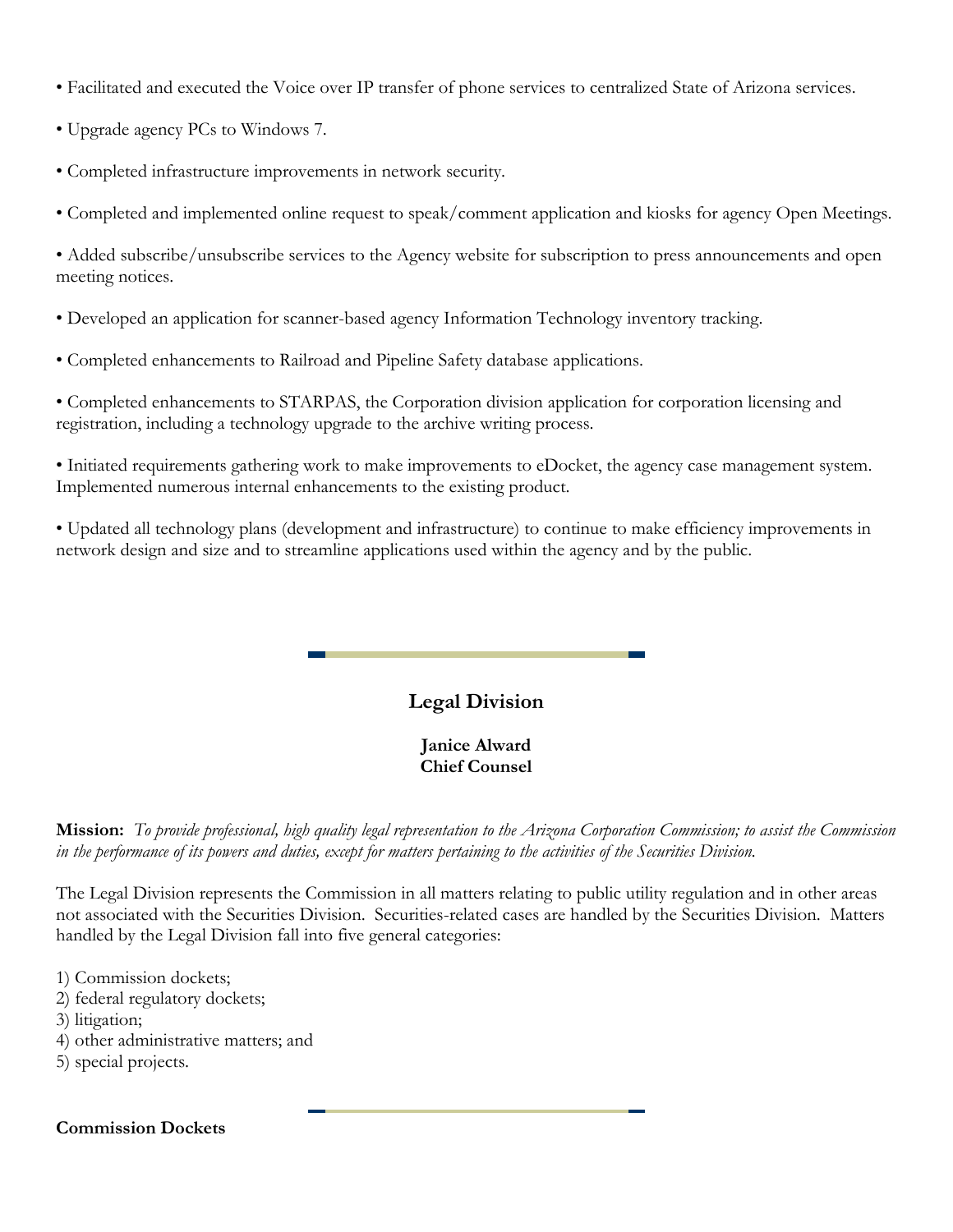- Facilitated and executed the Voice over IP transfer of phone services to centralized State of Arizona services.

- Upgrade agency PCs to Windows 7.

- Completed infrastructure improvements in network security.

- Completed and implemented online request to speak/comment application and kiosks for agency Open Meetings.

- Added subscribe/unsubscribe services to the Agency website for subscription to press announcements and open meeting notices.

- Developed an application for scanner-based agency Information Technology inventory tracking.

- Completed enhancements to Railroad and Pipeline Safety database applications.

- Completed enhancements to STARPAS, the Corporation division application for corporation licensing and registration, including a technology upgrade to the archive writing process.

- Initiated requirements gathering work to make improvements to eDocket, the agency case management system. Implemented numerous internal enhancements to the existing product.

- Updated all technology plans (development and infrastructure) to continue to make efficiency improvements in network design and size and to streamline applications used within the agency and by the public.

## Legal Division

**Janice Alward**
**Chief Counsel**

**Mission:** *To provide professional, high quality legal representation to the Arizona Corporation Commission; to assist the Commission in the performance of its powers and duties, except for matters pertaining to the activities of the Securities Division.*

The Legal Division represents the Commission in all matters relating to public utility regulation and in other areas not associated with the Securities Division. Securities-related cases are handled by the Securities Division. Matters handled by the Legal Division fall into five general categories:

1) Commission dockets;
2) federal regulatory dockets;
3) litigation;
4) other administrative matters; and
5) special projects.

### Commission Dockets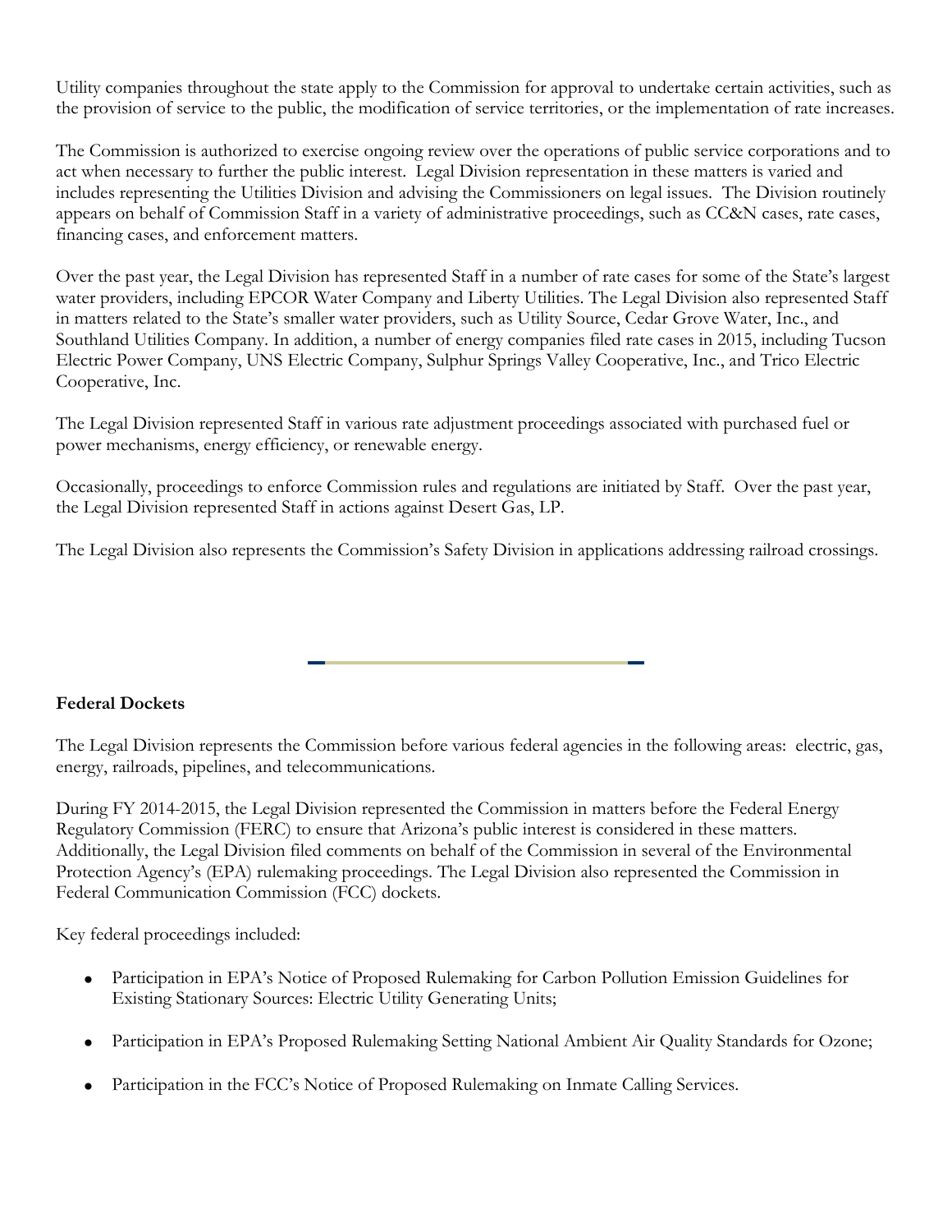Utility companies throughout the state apply to the Commission for approval to undertake certain activities, such as the provision of service to the public, the modification of service territories, or the implementation of rate increases.

The Commission is authorized to exercise ongoing review over the operations of public service corporations and to act when necessary to further the public interest. Legal Division representation in these matters is varied and includes representing the Utilities Division and advising the Commissioners on legal issues. The Division routinely appears on behalf of Commission Staff in a variety of administrative proceedings, such as CC&N cases, rate cases, financing cases, and enforcement matters.

Over the past year, the Legal Division has represented Staff in a number of rate cases for some of the State's largest water providers, including EPCOR Water Company and Liberty Utilities. The Legal Division also represented Staff in matters related to the State's smaller water providers, such as Utility Source, Cedar Grove Water, Inc., and Southland Utilities Company. In addition, a number of energy companies filed rate cases in 2015, including Tucson Electric Power Company, UNS Electric Company, Sulphur Springs Valley Cooperative, Inc., and Trico Electric Cooperative, Inc.

The Legal Division represented Staff in various rate adjustment proceedings associated with purchased fuel or power mechanisms, energy efficiency, or renewable energy.

Occasionally, proceedings to enforce Commission rules and regulations are initiated by Staff. Over the past year, the Legal Division represented Staff in actions against Desert Gas, LP.

The Legal Division also represents the Commission's Safety Division in applications addressing railroad crossings.

**Federal Dockets**

The Legal Division represents the Commission before various federal agencies in the following areas: electric, gas, energy, railroads, pipelines, and telecommunications.

During FY 2014-2015, the Legal Division represented the Commission in matters before the Federal Energy Regulatory Commission (FERC) to ensure that Arizona's public interest is considered in these matters. Additionally, the Legal Division filed comments on behalf of the Commission in several of the Environmental Protection Agency's (EPA) rulemaking proceedings. The Legal Division also represented the Commission in Federal Communication Commission (FCC) dockets.

Key federal proceedings included:

- Participation in EPA's Notice of Proposed Rulemaking for Carbon Pollution Emission Guidelines for Existing Stationary Sources: Electric Utility Generating Units;
- Participation in EPA's Proposed Rulemaking Setting National Ambient Air Quality Standards for Ozone;
- Participation in the FCC's Notice of Proposed Rulemaking on Inmate Calling Services.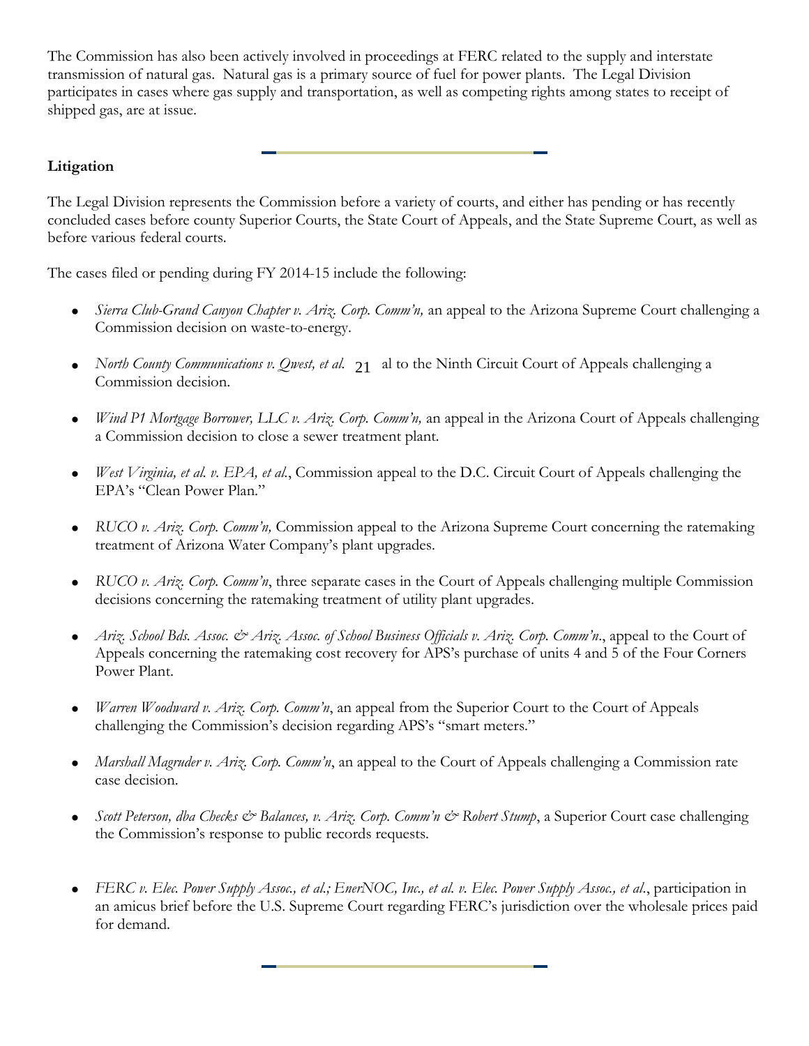The Commission has also been actively involved in proceedings at FERC related to the supply and interstate transmission of natural gas. Natural gas is a primary source of fuel for power plants. The Legal Division participates in cases where gas supply and transportation, as well as competing rights among states to receipt of shipped gas, are at issue.

**Litigation**

The Legal Division represents the Commission before a variety of courts, and either has pending or has recently concluded cases before county Superior Courts, the State Court of Appeals, and the State Supreme Court, as well as before various federal courts.

The cases filed or pending during FY 2014-15 include the following:

- *Sierra Club-Grand Canyon Chapter v. Ariz. Corp. Comm'n,* an appeal to the Arizona Supreme Court challenging a Commission decision on waste-to-energy.
- *North County Communications v. Qwest, et al.*, an appeal to the Ninth Circuit Court of Appeals challenging a Commission decision.
- *Wind P1 Mortgage Borrower, LLC v. Ariz. Corp. Comm'n,* an appeal in the Arizona Court of Appeals challenging a Commission decision to close a sewer treatment plant.
- *West Virginia, et al. v. EPA, et al.*, Commission appeal to the D.C. Circuit Court of Appeals challenging the EPA's "Clean Power Plan."
- *RUCO v. Ariz. Corp. Comm'n,* Commission appeal to the Arizona Supreme Court concerning the ratemaking treatment of Arizona Water Company's plant upgrades.
- *RUCO v. Ariz. Corp. Comm'n*, three separate cases in the Court of Appeals challenging multiple Commission decisions concerning the ratemaking treatment of utility plant upgrades.
- *Ariz. School Bds. Assoc. & Ariz. Assoc. of School Business Officials v. Ariz. Corp. Comm'n*., appeal to the Court of Appeals concerning the ratemaking cost recovery for APS's purchase of units 4 and 5 of the Four Corners Power Plant.
- *Warren Woodward v. Ariz. Corp. Comm'n*, an appeal from the Superior Court to the Court of Appeals challenging the Commission's decision regarding APS's "smart meters."
- *Marshall Magruder v. Ariz. Corp. Comm'n*, an appeal to the Court of Appeals challenging a Commission rate case decision.
- *Scott Peterson, dba Checks & Balances, v. Ariz. Corp. Comm'n & Robert Stump*, a Superior Court case challenging the Commission's response to public records requests.
- *FERC v. Elec. Power Supply Assoc., et al.; EnerNOC, Inc., et al. v. Elec. Power Supply Assoc., et al.*, participation in an amicus brief before the U.S. Supreme Court regarding FERC's jurisdiction over the wholesale prices paid for demand.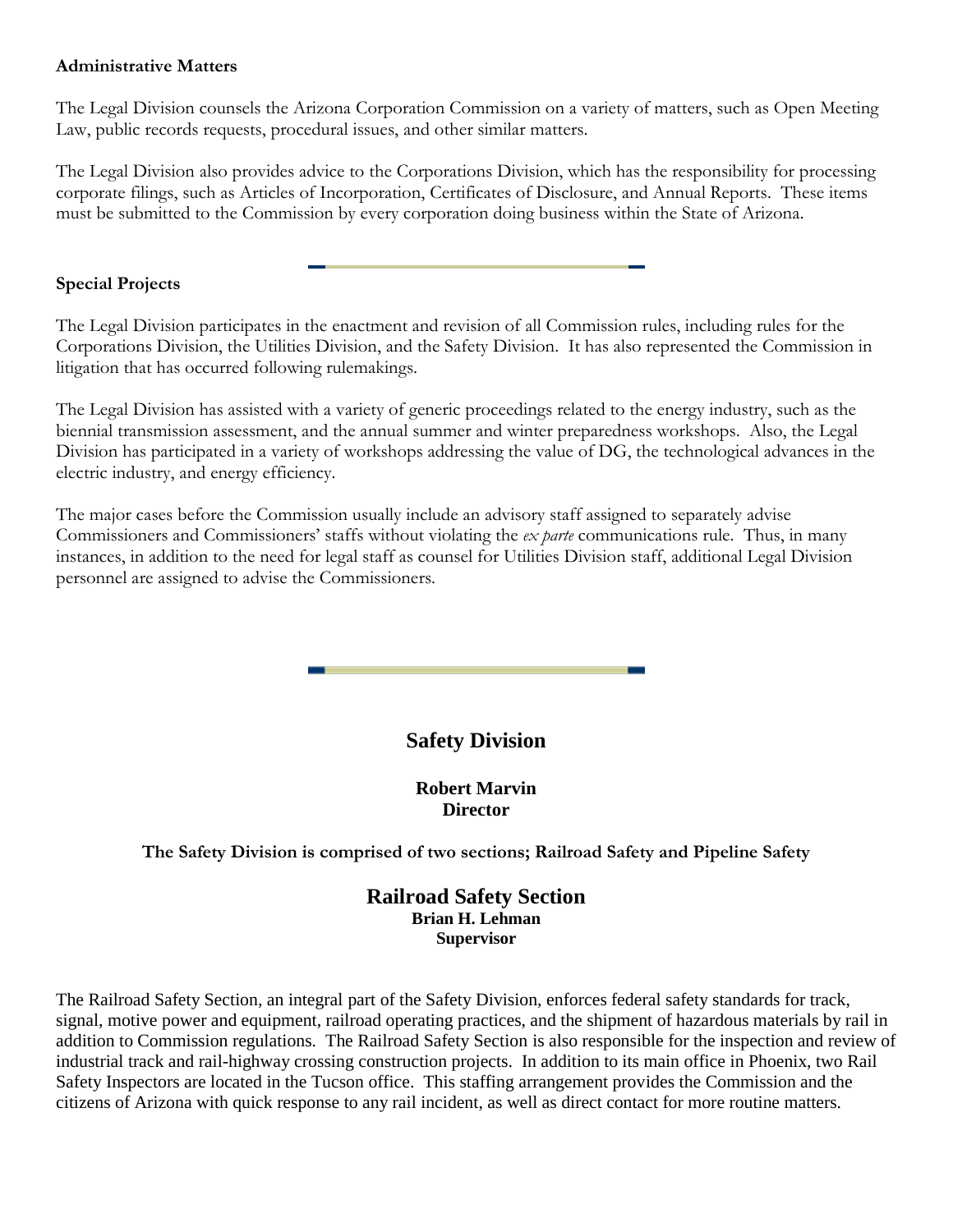**Administrative Matters**

The Legal Division counsels the Arizona Corporation Commission on a variety of matters, such as Open Meeting Law, public records requests, procedural issues, and other similar matters.

The Legal Division also provides advice to the Corporations Division, which has the responsibility for processing corporate filings, such as Articles of Incorporation, Certificates of Disclosure, and Annual Reports. These items must be submitted to the Commission by every corporation doing business within the State of Arizona.

**Special Projects**

The Legal Division participates in the enactment and revision of all Commission rules, including rules for the Corporations Division, the Utilities Division, and the Safety Division. It has also represented the Commission in litigation that has occurred following rulemakings.

The Legal Division has assisted with a variety of generic proceedings related to the energy industry, such as the biennial transmission assessment, and the annual summer and winter preparedness workshops. Also, the Legal Division has participated in a variety of workshops addressing the value of DG, the technological advances in the electric industry, and energy efficiency.

The major cases before the Commission usually include an advisory staff assigned to separately advise Commissioners and Commissioners' staffs without violating the *ex parte* communications rule. Thus, in many instances, in addition to the need for legal staff as counsel for Utilities Division staff, additional Legal Division personnel are assigned to advise the Commissioners.

## Safety Division

**Robert Marvin**
**Director**

**The Safety Division is comprised of two sections; Railroad Safety and Pipeline Safety**

### Railroad Safety Section

**Brian H. Lehman**
**Supervisor**

The Railroad Safety Section, an integral part of the Safety Division, enforces federal safety standards for track, signal, motive power and equipment, railroad operating practices, and the shipment of hazardous materials by rail in addition to Commission regulations. The Railroad Safety Section is also responsible for the inspection and review of industrial track and rail-highway crossing construction projects. In addition to its main office in Phoenix, two Rail Safety Inspectors are located in the Tucson office. This staffing arrangement provides the Commission and the citizens of Arizona with quick response to any rail incident, as well as direct contact for more routine matters.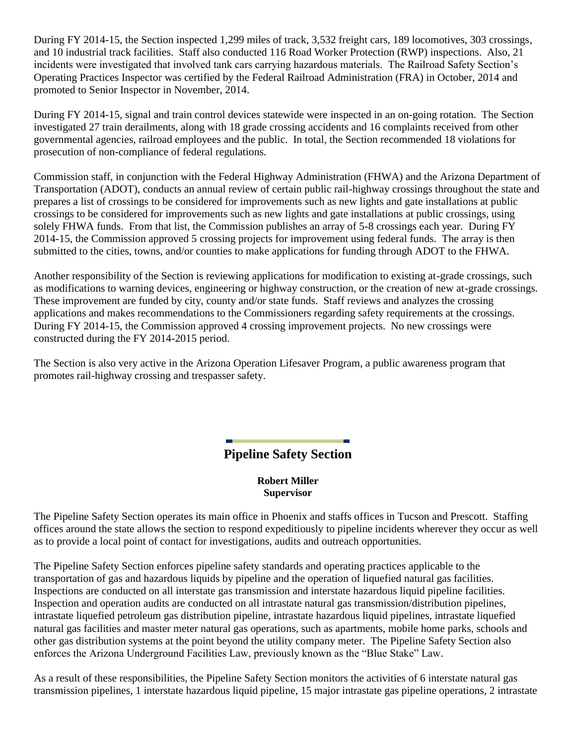During FY 2014-15, the Section inspected 1,299 miles of track, 3,532 freight cars, 189 locomotives, 303 crossings, and 10 industrial track facilities. Staff also conducted 116 Road Worker Protection (RWP) inspections. Also, 21 incidents were investigated that involved tank cars carrying hazardous materials. The Railroad Safety Section's Operating Practices Inspector was certified by the Federal Railroad Administration (FRA) in October, 2014 and promoted to Senior Inspector in November, 2014.

During FY 2014-15, signal and train control devices statewide were inspected in an on-going rotation. The Section investigated 27 train derailments, along with 18 grade crossing accidents and 16 complaints received from other governmental agencies, railroad employees and the public. In total, the Section recommended 18 violations for prosecution of non-compliance of federal regulations.

Commission staff, in conjunction with the Federal Highway Administration (FHWA) and the Arizona Department of Transportation (ADOT), conducts an annual review of certain public rail-highway crossings throughout the state and prepares a list of crossings to be considered for improvements such as new lights and gate installations at public crossings to be considered for improvements such as new lights and gate installations at public crossings, using solely FHWA funds. From that list, the Commission publishes an array of 5-8 crossings each year. During FY 2014-15, the Commission approved 5 crossing projects for improvement using federal funds. The array is then submitted to the cities, towns, and/or counties to make applications for funding through ADOT to the FHWA.

Another responsibility of the Section is reviewing applications for modification to existing at-grade crossings, such as modifications to warning devices, engineering or highway construction, or the creation of new at-grade crossings. These improvement are funded by city, county and/or state funds. Staff reviews and analyzes the crossing applications and makes recommendations to the Commissioners regarding safety requirements at the crossings. During FY 2014-15, the Commission approved 4 crossing improvement projects. No new crossings were constructed during the FY 2014-2015 period.

The Section is also very active in the Arizona Operation Lifesaver Program, a public awareness program that promotes rail-highway crossing and trespasser safety.

## Pipeline Safety Section

**Robert Miller**
**Supervisor**

The Pipeline Safety Section operates its main office in Phoenix and staffs offices in Tucson and Prescott. Staffing offices around the state allows the section to respond expeditiously to pipeline incidents wherever they occur as well as to provide a local point of contact for investigations, audits and outreach opportunities.

The Pipeline Safety Section enforces pipeline safety standards and operating practices applicable to the transportation of gas and hazardous liquids by pipeline and the operation of liquefied natural gas facilities. Inspections are conducted on all interstate gas transmission and interstate hazardous liquid pipeline facilities. Inspection and operation audits are conducted on all intrastate natural gas transmission/distribution pipelines, intrastate liquefied petroleum gas distribution pipeline, intrastate hazardous liquid pipelines, intrastate liquefied natural gas facilities and master meter natural gas operations, such as apartments, mobile home parks, schools and other gas distribution systems at the point beyond the utility company meter. The Pipeline Safety Section also enforces the Arizona Underground Facilities Law, previously known as the "Blue Stake" Law.

As a result of these responsibilities, the Pipeline Safety Section monitors the activities of 6 interstate natural gas transmission pipelines, 1 interstate hazardous liquid pipeline, 15 major intrastate gas pipeline operations, 2 intrastate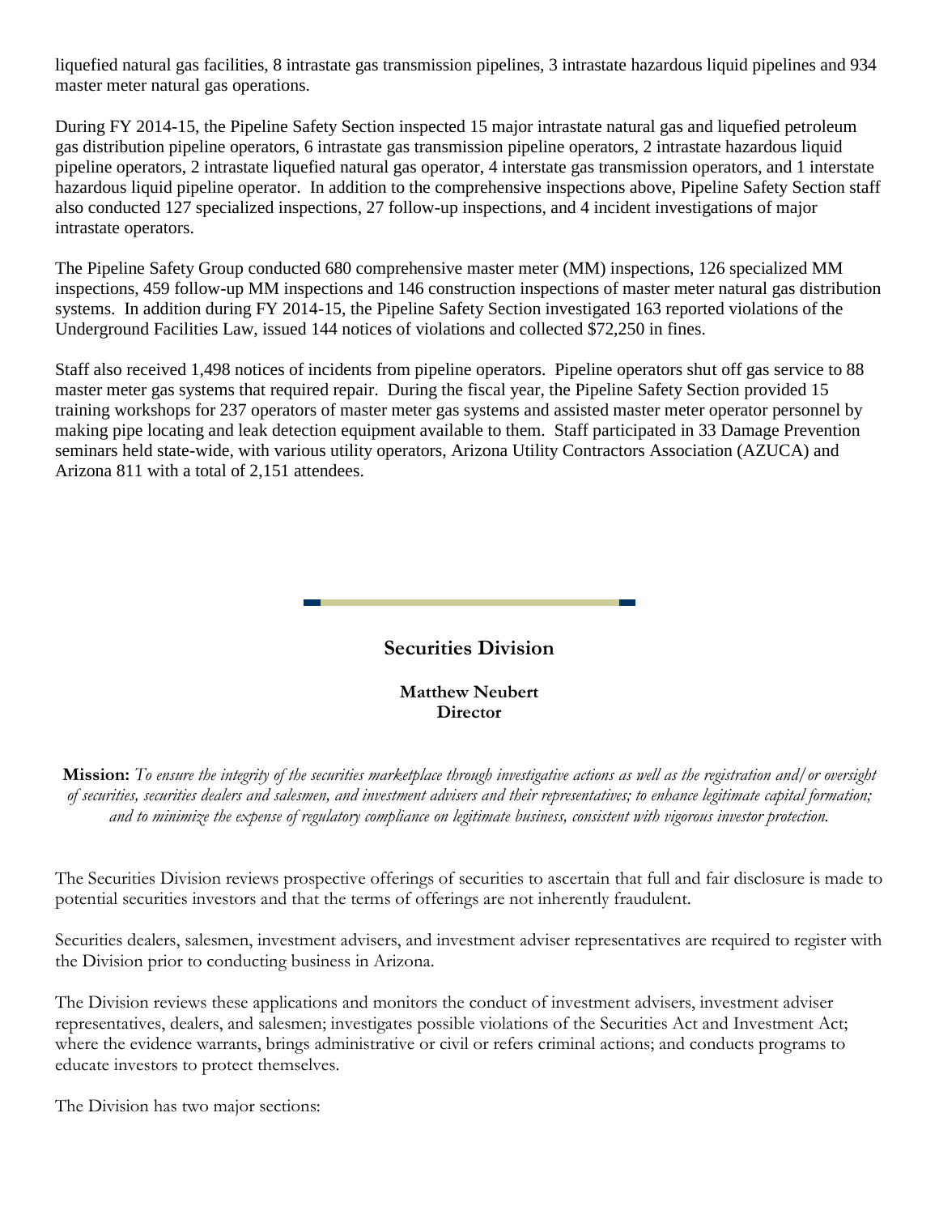liquefied natural gas facilities, 8 intrastate gas transmission pipelines, 3 intrastate hazardous liquid pipelines and 934 master meter natural gas operations.

During FY 2014-15, the Pipeline Safety Section inspected 15 major intrastate natural gas and liquefied petroleum gas distribution pipeline operators, 6 intrastate gas transmission pipeline operators, 2 intrastate hazardous liquid pipeline operators, 2 intrastate liquefied natural gas operator, 4 interstate gas transmission operators, and 1 interstate hazardous liquid pipeline operator. In addition to the comprehensive inspections above, Pipeline Safety Section staff also conducted 127 specialized inspections, 27 follow-up inspections, and 4 incident investigations of major intrastate operators.

The Pipeline Safety Group conducted 680 comprehensive master meter (MM) inspections, 126 specialized MM inspections, 459 follow-up MM inspections and 146 construction inspections of master meter natural gas distribution systems. In addition during FY 2014-15, the Pipeline Safety Section investigated 163 reported violations of the Underground Facilities Law, issued 144 notices of violations and collected $72,250 in fines.

Staff also received 1,498 notices of incidents from pipeline operators. Pipeline operators shut off gas service to 88 master meter gas systems that required repair. During the fiscal year, the Pipeline Safety Section provided 15 training workshops for 237 operators of master meter gas systems and assisted master meter operator personnel by making pipe locating and leak detection equipment available to them. Staff participated in 33 Damage Prevention seminars held state-wide, with various utility operators, Arizona Utility Contractors Association (AZUCA) and Arizona 811 with a total of 2,151 attendees.

## Securities Division

**Matthew Neubert**
**Director**

**Mission:** *To ensure the integrity of the securities marketplace through investigative actions as well as the registration and/or oversight of securities, securities dealers and salesmen, and investment advisers and their representatives; to enhance legitimate capital formation; and to minimize the expense of regulatory compliance on legitimate business, consistent with vigorous investor protection.*

The Securities Division reviews prospective offerings of securities to ascertain that full and fair disclosure is made to potential securities investors and that the terms of offerings are not inherently fraudulent.

Securities dealers, salesmen, investment advisers, and investment adviser representatives are required to register with the Division prior to conducting business in Arizona.

The Division reviews these applications and monitors the conduct of investment advisers, investment adviser representatives, dealers, and salesmen; investigates possible violations of the Securities Act and Investment Act; where the evidence warrants, brings administrative or civil or refers criminal actions; and conducts programs to educate investors to protect themselves.

The Division has two major sections: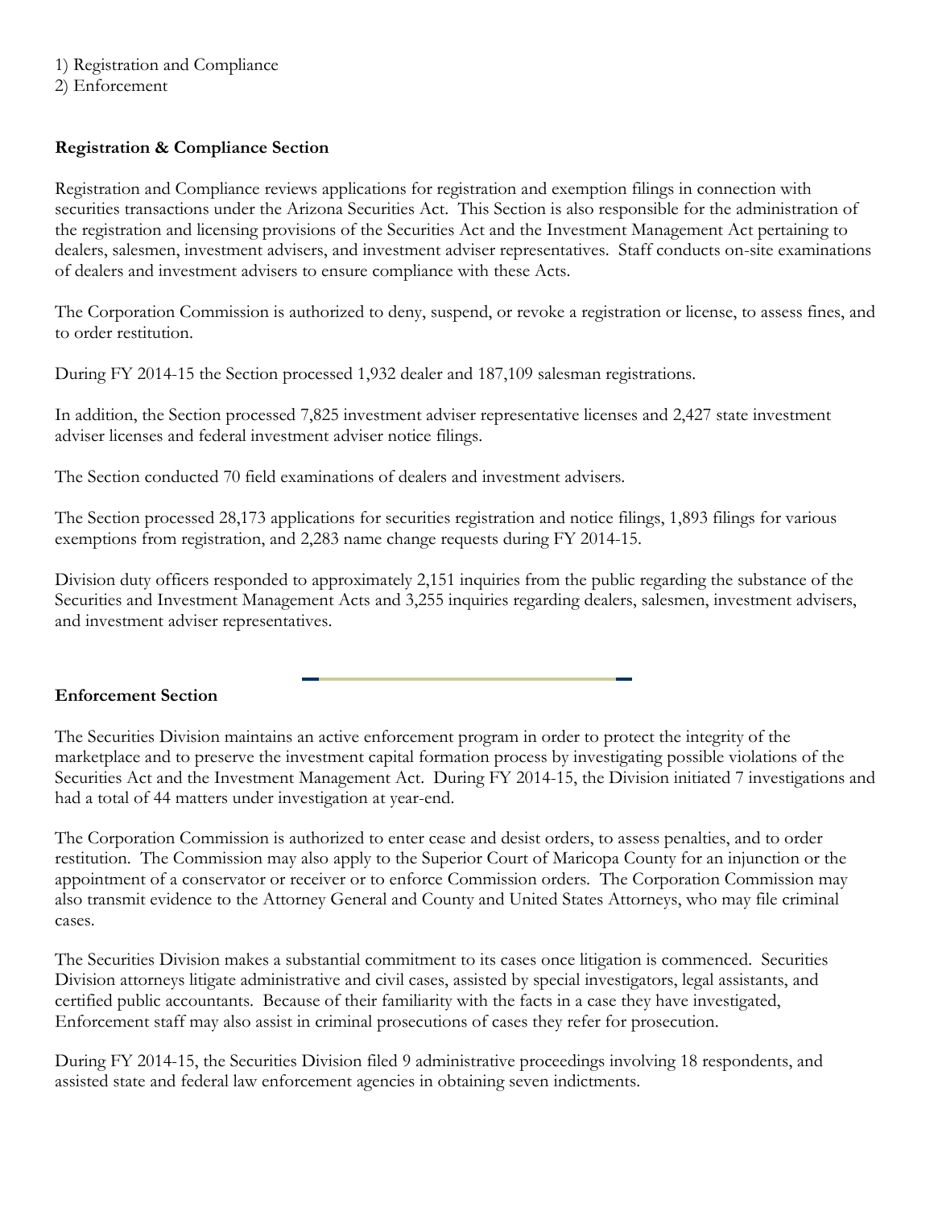1) Registration and Compliance
2) Enforcement

**Registration & Compliance Section**

Registration and Compliance reviews applications for registration and exemption filings in connection with securities transactions under the Arizona Securities Act. This Section is also responsible for the administration of the registration and licensing provisions of the Securities Act and the Investment Management Act pertaining to dealers, salesmen, investment advisers, and investment adviser representatives. Staff conducts on-site examinations of dealers and investment advisers to ensure compliance with these Acts.

The Corporation Commission is authorized to deny, suspend, or revoke a registration or license, to assess fines, and to order restitution.

During FY 2014-15 the Section processed 1,932 dealer and 187,109 salesman registrations.

In addition, the Section processed 7,825 investment adviser representative licenses and 2,427 state investment adviser licenses and federal investment adviser notice filings.

The Section conducted 70 field examinations of dealers and investment advisers.

The Section processed 28,173 applications for securities registration and notice filings, 1,893 filings for various exemptions from registration, and 2,283 name change requests during FY 2014-15.

Division duty officers responded to approximately 2,151 inquiries from the public regarding the substance of the Securities and Investment Management Acts and 3,255 inquiries regarding dealers, salesmen, investment advisers, and investment adviser representatives.

**Enforcement Section**

The Securities Division maintains an active enforcement program in order to protect the integrity of the marketplace and to preserve the investment capital formation process by investigating possible violations of the Securities Act and the Investment Management Act. During FY 2014-15, the Division initiated 7 investigations and had a total of 44 matters under investigation at year-end.

The Corporation Commission is authorized to enter cease and desist orders, to assess penalties, and to order restitution. The Commission may also apply to the Superior Court of Maricopa County for an injunction or the appointment of a conservator or receiver or to enforce Commission orders. The Corporation Commission may also transmit evidence to the Attorney General and County and United States Attorneys, who may file criminal cases.

The Securities Division makes a substantial commitment to its cases once litigation is commenced. Securities Division attorneys litigate administrative and civil cases, assisted by special investigators, legal assistants, and certified public accountants. Because of their familiarity with the facts in a case they have investigated, Enforcement staff may also assist in criminal prosecutions of cases they refer for prosecution.

During FY 2014-15, the Securities Division filed 9 administrative proceedings involving 18 respondents, and assisted state and federal law enforcement agencies in obtaining seven indictments.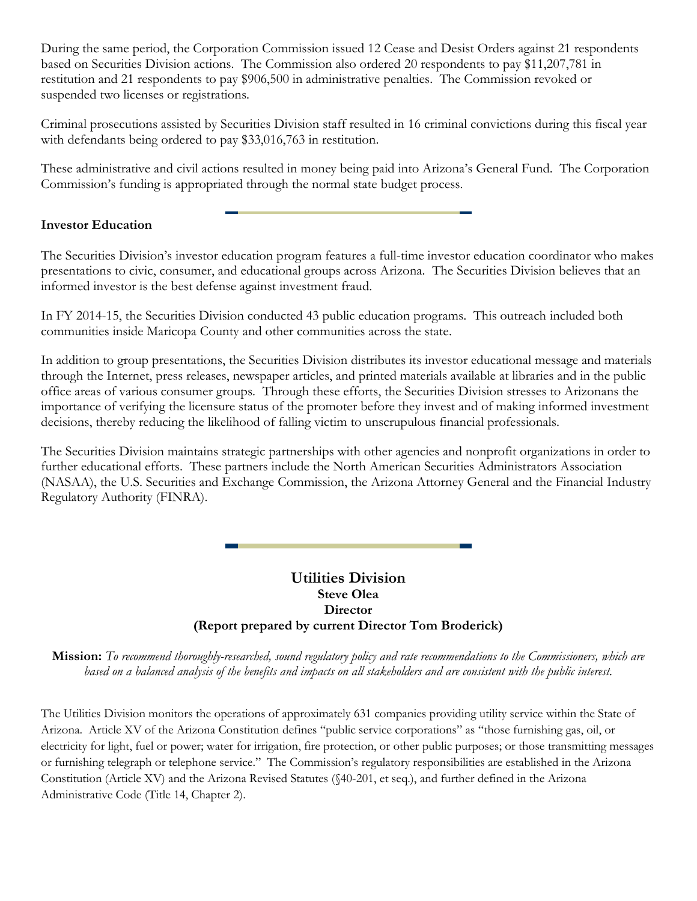During the same period, the Corporation Commission issued 12 Cease and Desist Orders against 21 respondents based on Securities Division actions. The Commission also ordered 20 respondents to pay $11,207,781 in restitution and 21 respondents to pay $906,500 in administrative penalties. The Commission revoked or suspended two licenses or registrations.

Criminal prosecutions assisted by Securities Division staff resulted in 16 criminal convictions during this fiscal year with defendants being ordered to pay $33,016,763 in restitution.

These administrative and civil actions resulted in money being paid into Arizona's General Fund. The Corporation Commission's funding is appropriated through the normal state budget process.

**Investor Education**

The Securities Division's investor education program features a full-time investor education coordinator who makes presentations to civic, consumer, and educational groups across Arizona. The Securities Division believes that an informed investor is the best defense against investment fraud.

In FY 2014-15, the Securities Division conducted 43 public education programs. This outreach included both communities inside Maricopa County and other communities across the state.

In addition to group presentations, the Securities Division distributes its investor educational message and materials through the Internet, press releases, newspaper articles, and printed materials available at libraries and in the public office areas of various consumer groups. Through these efforts, the Securities Division stresses to Arizonans the importance of verifying the licensure status of the promoter before they invest and of making informed investment decisions, thereby reducing the likelihood of falling victim to unscrupulous financial professionals.

The Securities Division maintains strategic partnerships with other agencies and nonprofit organizations in order to further educational efforts. These partners include the North American Securities Administrators Association (NASAA), the U.S. Securities and Exchange Commission, the Arizona Attorney General and the Financial Industry Regulatory Authority (FINRA).

## Utilities Division

**Steve Olea**

**Director**

**(Report prepared by current Director Tom Broderick)**

**Mission:** *To recommend thoroughly-researched, sound regulatory policy and rate recommendations to the Commissioners, which are based on a balanced analysis of the benefits and impacts on all stakeholders and are consistent with the public interest.*

The Utilities Division monitors the operations of approximately 631 companies providing utility service within the State of Arizona. Article XV of the Arizona Constitution defines "public service corporations" as "those furnishing gas, oil, or electricity for light, fuel or power; water for irrigation, fire protection, or other public purposes; or those transmitting messages or furnishing telegraph or telephone service." The Commission's regulatory responsibilities are established in the Arizona Constitution (Article XV) and the Arizona Revised Statutes (§40-201, et seq.), and further defined in the Arizona Administrative Code (Title 14, Chapter 2).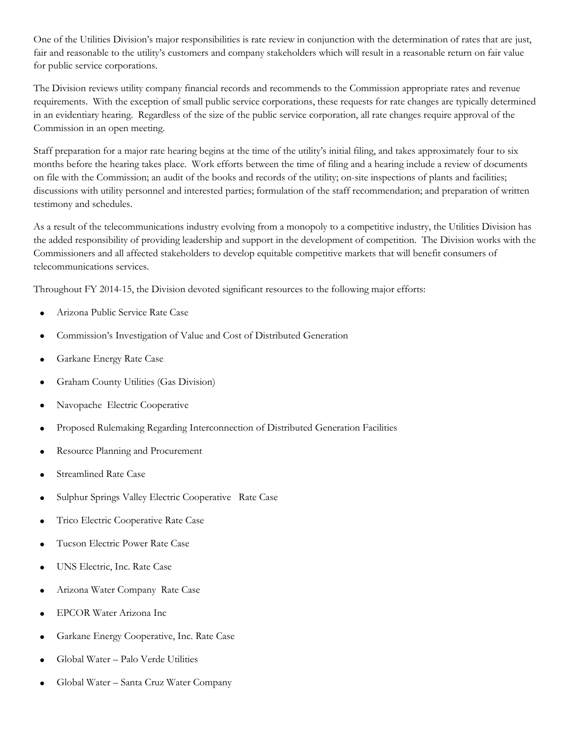One of the Utilities Division's major responsibilities is rate review in conjunction with the determination of rates that are just, fair and reasonable to the utility's customers and company stakeholders which will result in a reasonable return on fair value for public service corporations.

The Division reviews utility company financial records and recommends to the Commission appropriate rates and revenue requirements. With the exception of small public service corporations, these requests for rate changes are typically determined in an evidentiary hearing. Regardless of the size of the public service corporation, all rate changes require approval of the Commission in an open meeting.

Staff preparation for a major rate hearing begins at the time of the utility's initial filing, and takes approximately four to six months before the hearing takes place. Work efforts between the time of filing and a hearing include a review of documents on file with the Commission; an audit of the books and records of the utility; on-site inspections of plants and facilities; discussions with utility personnel and interested parties; formulation of the staff recommendation; and preparation of written testimony and schedules.

As a result of the telecommunications industry evolving from a monopoly to a competitive industry, the Utilities Division has the added responsibility of providing leadership and support in the development of competition. The Division works with the Commissioners and all affected stakeholders to develop equitable competitive markets that will benefit consumers of telecommunications services.

Throughout FY 2014-15, the Division devoted significant resources to the following major efforts:

- Arizona Public Service Rate Case
- Commission's Investigation of Value and Cost of Distributed Generation
- Garkane Energy Rate Case
- Graham County Utilities (Gas Division)
- Navopache Electric Cooperative
- Proposed Rulemaking Regarding Interconnection of Distributed Generation Facilities
- Resource Planning and Procurement
- Streamlined Rate Case
- Sulphur Springs Valley Electric Cooperative Rate Case
- Trico Electric Cooperative Rate Case
- Tucson Electric Power Rate Case
- UNS Electric, Inc. Rate Case
- Arizona Water Company Rate Case
- EPCOR Water Arizona Inc
- Garkane Energy Cooperative, Inc. Rate Case
- Global Water – Palo Verde Utilities
- Global Water – Santa Cruz Water Company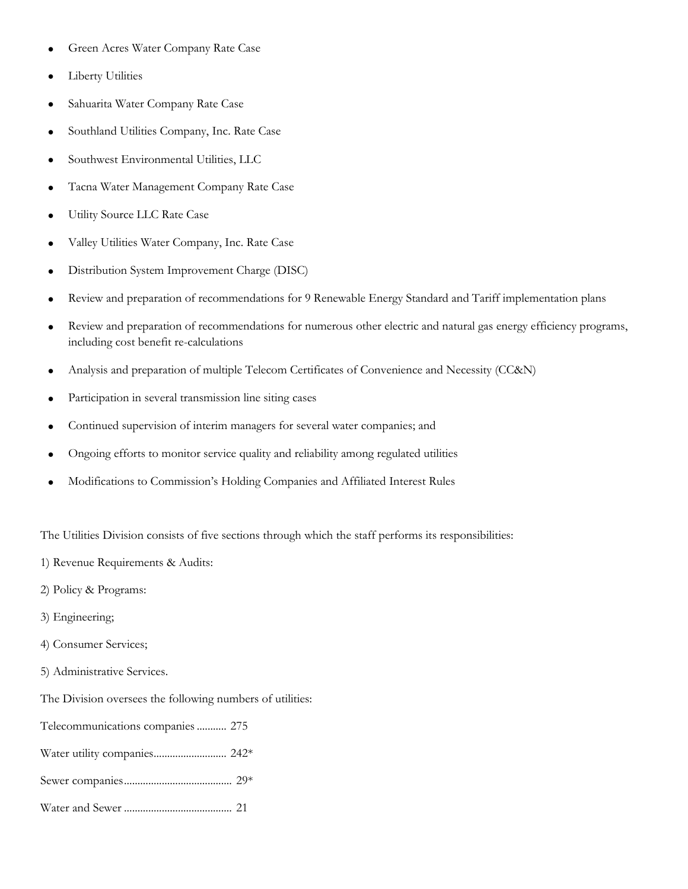- Green Acres Water Company Rate Case
- Liberty Utilities
- Sahuarita Water Company Rate Case
- Southland Utilities Company, Inc. Rate Case
- Southwest Environmental Utilities, LLC
- Tacna Water Management Company Rate Case
- Utility Source LLC Rate Case
- Valley Utilities Water Company, Inc. Rate Case
- Distribution System Improvement Charge (DISC)
- Review and preparation of recommendations for 9 Renewable Energy Standard and Tariff implementation plans
- Review and preparation of recommendations for numerous other electric and natural gas energy efficiency programs, including cost benefit re-calculations
- Analysis and preparation of multiple Telecom Certificates of Convenience and Necessity (CC&N)
- Participation in several transmission line siting cases
- Continued supervision of interim managers for several water companies; and
- Ongoing efforts to monitor service quality and reliability among regulated utilities
- Modifications to Commission's Holding Companies and Affiliated Interest Rules

The Utilities Division consists of five sections through which the staff performs its responsibilities:

1) Revenue Requirements & Audits:

2) Policy & Programs:

3) Engineering;

4) Consumer Services;

5) Administrative Services.

The Division oversees the following numbers of utilities:

Telecommunications companies ........... 275

Water utility companies........................... 242*

Sewer companies....................................... 29*

Water and Sewer ....................................... 21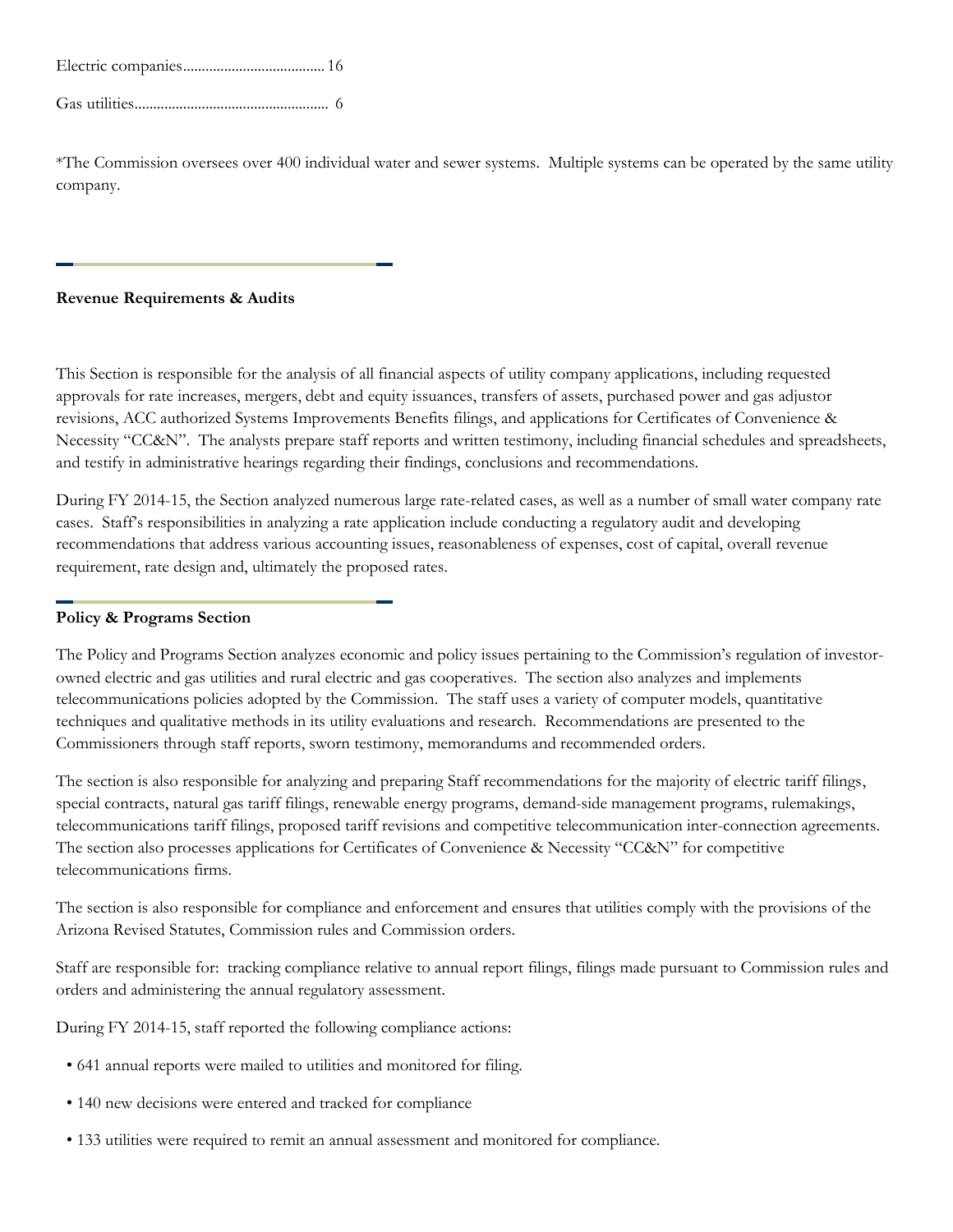Electric companies...................................... 16

Gas utilities.................................................... 6

*The Commission oversees over 400 individual water and sewer systems. Multiple systems can be operated by the same utility company.

---

**Revenue Requirements & Audits**

This Section is responsible for the analysis of all financial aspects of utility company applications, including requested approvals for rate increases, mergers, debt and equity issuances, transfers of assets, purchased power and gas adjustor revisions, ACC authorized Systems Improvements Benefits filings, and applications for Certificates of Convenience & Necessity "CC&N". The analysts prepare staff reports and written testimony, including financial schedules and spreadsheets, and testify in administrative hearings regarding their findings, conclusions and recommendations.

During FY 2014-15, the Section analyzed numerous large rate-related cases, as well as a number of small water company rate cases. Staff's responsibilities in analyzing a rate application include conducting a regulatory audit and developing recommendations that address various accounting issues, reasonableness of expenses, cost of capital, overall revenue requirement, rate design and, ultimately the proposed rates.

---

**Policy & Programs Section**

The Policy and Programs Section analyzes economic and policy issues pertaining to the Commission's regulation of investor-owned electric and gas utilities and rural electric and gas cooperatives. The section also analyzes and implements telecommunications policies adopted by the Commission. The staff uses a variety of computer models, quantitative techniques and qualitative methods in its utility evaluations and research. Recommendations are presented to the Commissioners through staff reports, sworn testimony, memorandums and recommended orders.

The section is also responsible for analyzing and preparing Staff recommendations for the majority of electric tariff filings, special contracts, natural gas tariff filings, renewable energy programs, demand-side management programs, rulemakings, telecommunications tariff filings, proposed tariff revisions and competitive telecommunication inter-connection agreements. The section also processes applications for Certificates of Convenience & Necessity "CC&N" for competitive telecommunications firms.

The section is also responsible for compliance and enforcement and ensures that utilities comply with the provisions of the Arizona Revised Statutes, Commission rules and Commission orders.

Staff are responsible for: tracking compliance relative to annual report filings, filings made pursuant to Commission rules and orders and administering the annual regulatory assessment.

During FY 2014-15, staff reported the following compliance actions:

- 641 annual reports were mailed to utilities and monitored for filing.
- 140 new decisions were entered and tracked for compliance
- 133 utilities were required to remit an annual assessment and monitored for compliance.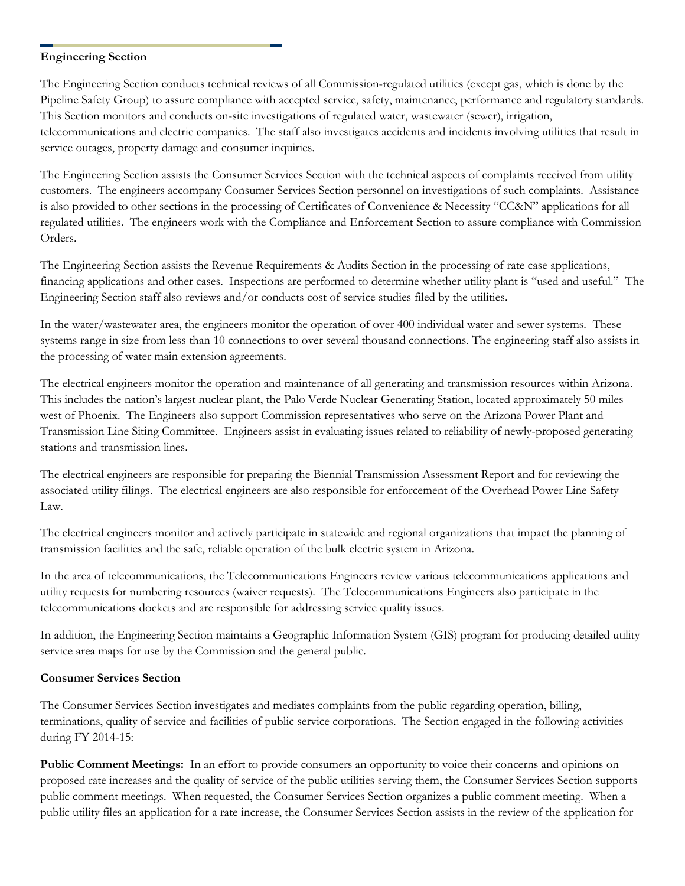**Engineering Section**

The Engineering Section conducts technical reviews of all Commission-regulated utilities (except gas, which is done by the Pipeline Safety Group) to assure compliance with accepted service, safety, maintenance, performance and regulatory standards. This Section monitors and conducts on-site investigations of regulated water, wastewater (sewer), irrigation, telecommunications and electric companies. The staff also investigates accidents and incidents involving utilities that result in service outages, property damage and consumer inquiries.

The Engineering Section assists the Consumer Services Section with the technical aspects of complaints received from utility customers. The engineers accompany Consumer Services Section personnel on investigations of such complaints. Assistance is also provided to other sections in the processing of Certificates of Convenience & Necessity "CC&N" applications for all regulated utilities. The engineers work with the Compliance and Enforcement Section to assure compliance with Commission Orders.

The Engineering Section assists the Revenue Requirements & Audits Section in the processing of rate case applications, financing applications and other cases. Inspections are performed to determine whether utility plant is "used and useful." The Engineering Section staff also reviews and/or conducts cost of service studies filed by the utilities.

In the water/wastewater area, the engineers monitor the operation of over 400 individual water and sewer systems. These systems range in size from less than 10 connections to over several thousand connections. The engineering staff also assists in the processing of water main extension agreements.

The electrical engineers monitor the operation and maintenance of all generating and transmission resources within Arizona. This includes the nation's largest nuclear plant, the Palo Verde Nuclear Generating Station, located approximately 50 miles west of Phoenix. The Engineers also support Commission representatives who serve on the Arizona Power Plant and Transmission Line Siting Committee. Engineers assist in evaluating issues related to reliability of newly-proposed generating stations and transmission lines.

The electrical engineers are responsible for preparing the Biennial Transmission Assessment Report and for reviewing the associated utility filings. The electrical engineers are also responsible for enforcement of the Overhead Power Line Safety Law.

The electrical engineers monitor and actively participate in statewide and regional organizations that impact the planning of transmission facilities and the safe, reliable operation of the bulk electric system in Arizona.

In the area of telecommunications, the Telecommunications Engineers review various telecommunications applications and utility requests for numbering resources (waiver requests). The Telecommunications Engineers also participate in the telecommunications dockets and are responsible for addressing service quality issues.

In addition, the Engineering Section maintains a Geographic Information System (GIS) program for producing detailed utility service area maps for use by the Commission and the general public.

**Consumer Services Section**

The Consumer Services Section investigates and mediates complaints from the public regarding operation, billing, terminations, quality of service and facilities of public service corporations. The Section engaged in the following activities during FY 2014-15:

**Public Comment Meetings:** In an effort to provide consumers an opportunity to voice their concerns and opinions on proposed rate increases and the quality of service of the public utilities serving them, the Consumer Services Section supports public comment meetings. When requested, the Consumer Services Section organizes a public comment meeting. When a public utility files an application for a rate increase, the Consumer Services Section assists in the review of the application for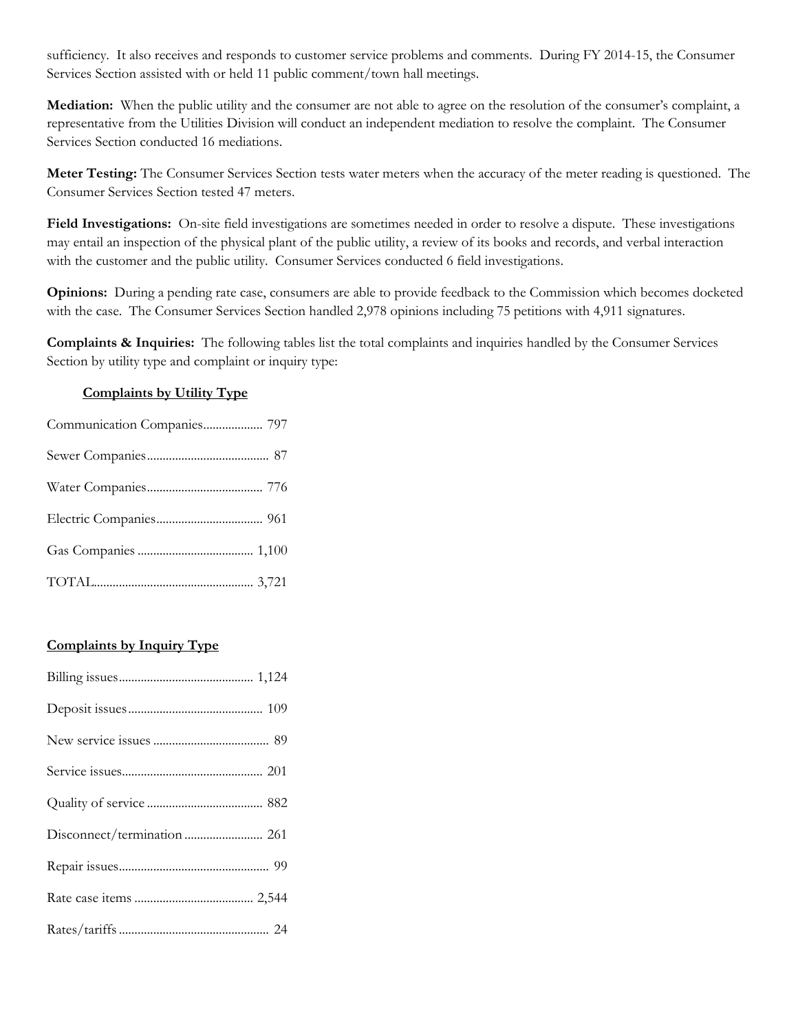sufficiency. It also receives and responds to customer service problems and comments. During FY 2014-15, the Consumer Services Section assisted with or held 11 public comment/town hall meetings.

**Mediation:** When the public utility and the consumer are not able to agree on the resolution of the consumer's complaint, a representative from the Utilities Division will conduct an independent mediation to resolve the complaint. The Consumer Services Section conducted 16 mediations.

**Meter Testing:** The Consumer Services Section tests water meters when the accuracy of the meter reading is questioned. The Consumer Services Section tested 47 meters.

**Field Investigations:** On-site field investigations are sometimes needed in order to resolve a dispute. These investigations may entail an inspection of the physical plant of the public utility, a review of its books and records, and verbal interaction with the customer and the public utility. Consumer Services conducted 6 field investigations.

**Opinions:** During a pending rate case, consumers are able to provide feedback to the Commission which becomes docketed with the case. The Consumer Services Section handled 2,978 opinions including 75 petitions with 4,911 signatures.

**Complaints & Inquiries:** The following tables list the total complaints and inquiries handled by the Consumer Services Section by utility type and complaint or inquiry type:

**Complaints by Utility Type**

| Utility Type | Count |
|---|---|
| Communication Companies | 797 |
| Sewer Companies | 87 |
| Water Companies | 776 |
| Electric Companies | 961 |
| Gas Companies | 1,100 |
| TOTAL | 3,721 |

**Complaints by Inquiry Type**

| Inquiry Type | Count |
|---|---|
| Billing issues | 1,124 |
| Deposit issues | 109 |
| New service issues | 89 |
| Service issues | 201 |
| Quality of service | 882 |
| Disconnect/termination | 261 |
| Repair issues | 99 |
| Rate case items | 2,544 |
| Rates/tariffs | 24 |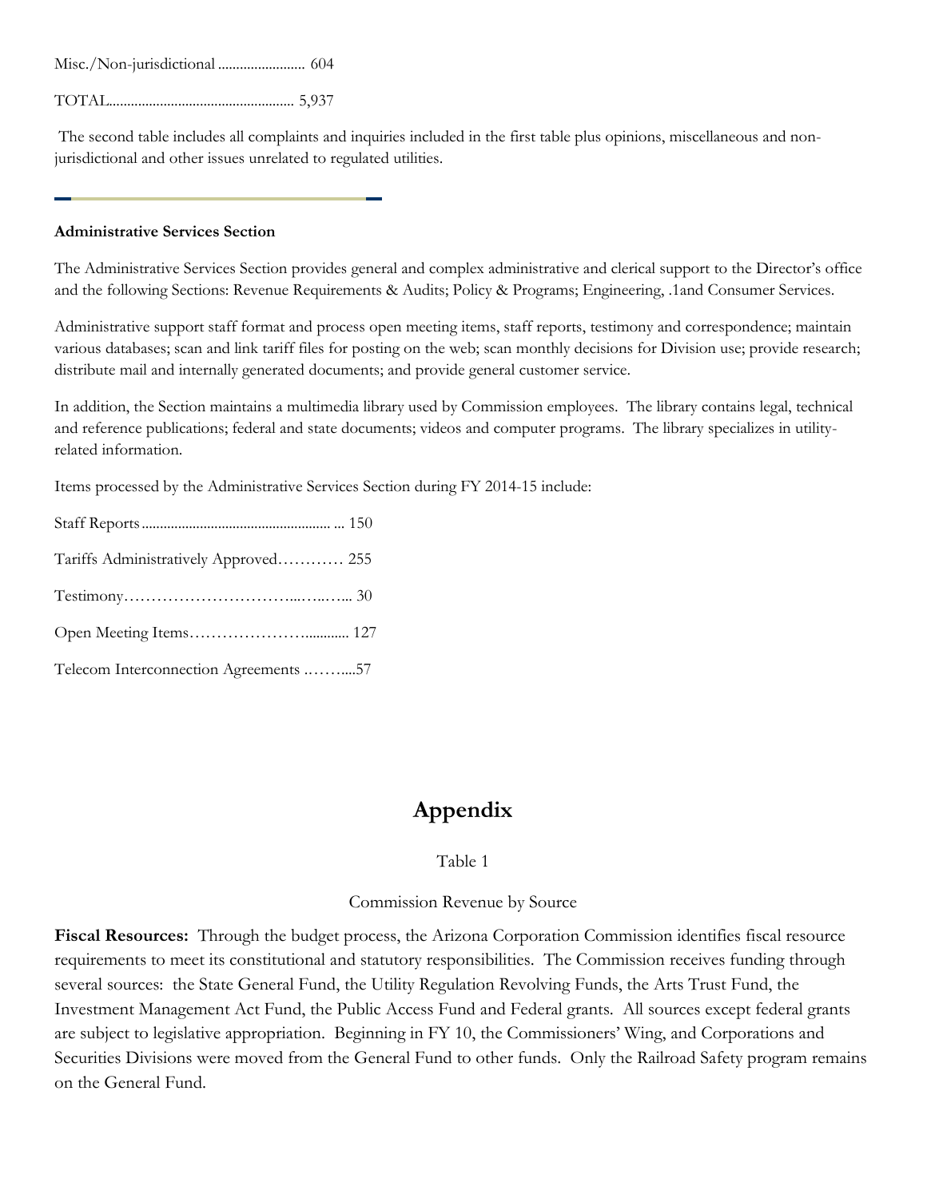Misc./Non-jurisdictional ........................ 604

TOTAL................................................... 5,937

The second table includes all complaints and inquiries included in the first table plus opinions, miscellaneous and non-jurisdictional and other issues unrelated to regulated utilities.

---

**Administrative Services Section**

The Administrative Services Section provides general and complex administrative and clerical support to the Director's office and the following Sections: Revenue Requirements & Audits; Policy & Programs; Engineering, .1and Consumer Services.

Administrative support staff format and process open meeting items, staff reports, testimony and correspondence; maintain various databases; scan and link tariff files for posting on the web; scan monthly decisions for Division use; provide research; distribute mail and internally generated documents; and provide general customer service.

In addition, the Section maintains a multimedia library used by Commission employees. The library contains legal, technical and reference publications; federal and state documents; videos and computer programs. The library specializes in utility-related information.

Items processed by the Administrative Services Section during FY 2014-15 include:

Staff Reports.................................................... ... 150

Tariffs Administratively Approved………… 255

Testimony…………………………...…..…... 30

Open Meeting Items…………………............ 127

Telecom Interconnection Agreements .……....57

# Appendix

Table 1

Commission Revenue by Source

**Fiscal Resources:** Through the budget process, the Arizona Corporation Commission identifies fiscal resource requirements to meet its constitutional and statutory responsibilities. The Commission receives funding through several sources: the State General Fund, the Utility Regulation Revolving Funds, the Arts Trust Fund, the Investment Management Act Fund, the Public Access Fund and Federal grants. All sources except federal grants are subject to legislative appropriation. Beginning in FY 10, the Commissioners' Wing, and Corporations and Securities Divisions were moved from the General Fund to other funds. Only the Railroad Safety program remains on the General Fund.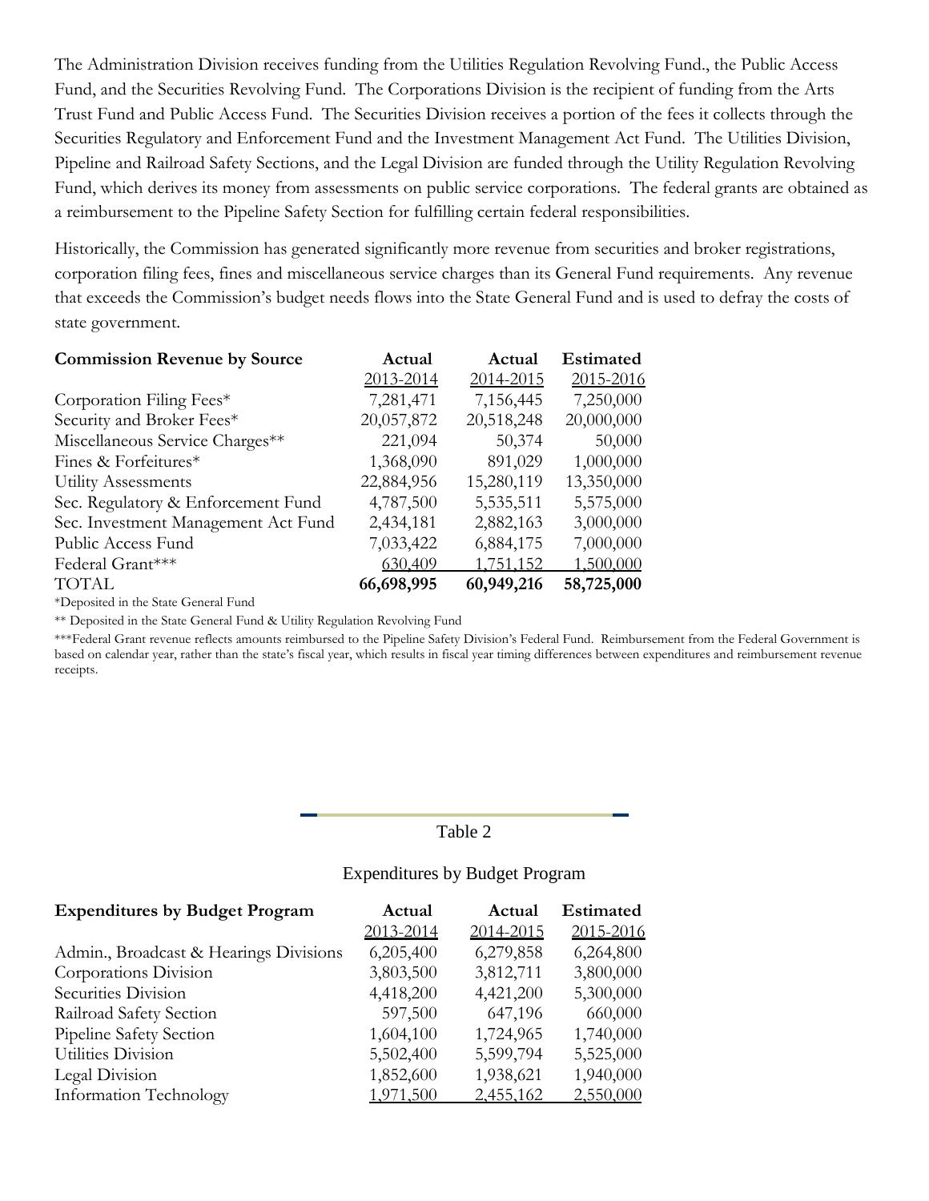The Administration Division receives funding from the Utilities Regulation Revolving Fund., the Public Access Fund, and the Securities Revolving Fund. The Corporations Division is the recipient of funding from the Arts Trust Fund and Public Access Fund. The Securities Division receives a portion of the fees it collects through the Securities Regulatory and Enforcement Fund and the Investment Management Act Fund. The Utilities Division, Pipeline and Railroad Safety Sections, and the Legal Division are funded through the Utility Regulation Revolving Fund, which derives its money from assessments on public service corporations. The federal grants are obtained as a reimbursement to the Pipeline Safety Section for fulfilling certain federal responsibilities.

Historically, the Commission has generated significantly more revenue from securities and broker registrations, corporation filing fees, fines and miscellaneous service charges than its General Fund requirements. Any revenue that exceeds the Commission's budget needs flows into the State General Fund and is used to defray the costs of state government.

| **Commission Revenue by Source** | **Actual** 2013-2014 | **Actual** 2014-2015 | **Estimated** 2015-2016 |
|---|---|---|---|
| Corporation Filing Fees* | 7,281,471 | 7,156,445 | 7,250,000 |
| Security and Broker Fees* | 20,057,872 | 20,518,248 | 20,000,000 |
| Miscellaneous Service Charges** | 221,094 | 50,374 | 50,000 |
| Fines & Forfeitures* | 1,368,090 | 891,029 | 1,000,000 |
| Utility Assessments | 22,884,956 | 15,280,119 | 13,350,000 |
| Sec. Regulatory & Enforcement Fund | 4,787,500 | 5,535,511 | 5,575,000 |
| Sec. Investment Management Act Fund | 2,434,181 | 2,882,163 | 3,000,000 |
| Public Access Fund | 7,033,422 | 6,884,175 | 7,000,000 |
| Federal Grant*** | 630,409 | 1,751,152 | 1,500,000 |
| TOTAL | **66,698,995** | **60,949,216** | **58,725,000** |

*Deposited in the State General Fund

** Deposited in the State General Fund & Utility Regulation Revolving Fund

***Federal Grant revenue reflects amounts reimbursed to the Pipeline Safety Division's Federal Fund. Reimbursement from the Federal Government is based on calendar year, rather than the state's fiscal year, which results in fiscal year timing differences between expenditures and reimbursement revenue receipts.

Table 2

Expenditures by Budget Program

| **Expenditures by Budget Program** | **Actual** 2013-2014 | **Actual** 2014-2015 | **Estimated** 2015-2016 |
|---|---|---|---|
| Admin., Broadcast & Hearings Divisions | 6,205,400 | 6,279,858 | 6,264,800 |
| Corporations Division | 3,803,500 | 3,812,711 | 3,800,000 |
| Securities Division | 4,418,200 | 4,421,200 | 5,300,000 |
| Railroad Safety Section | 597,500 | 647,196 | 660,000 |
| Pipeline Safety Section | 1,604,100 | 1,724,965 | 1,740,000 |
| Utilities Division | 5,502,400 | 5,599,794 | 5,525,000 |
| Legal Division | 1,852,600 | 1,938,621 | 1,940,000 |
| Information Technology | 1,971,500 | 2,455,162 | 2,550,000 |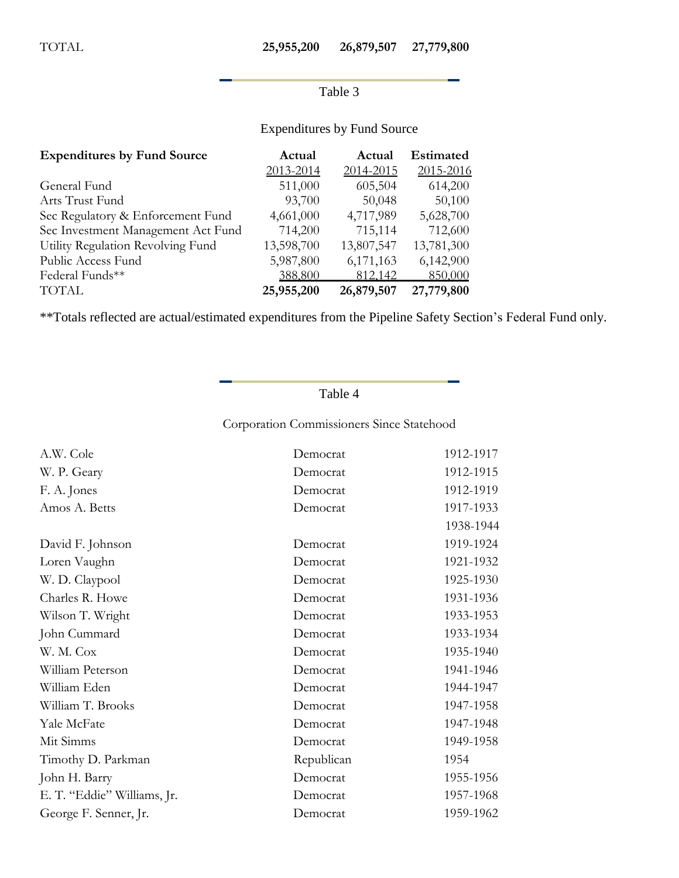| TOTAL | 25,955,200 | 26,879,507 | 27,779,800 |
|---|---|---|---|

Table 3

Expenditures by Fund Source

| Expenditures by Fund Source | Actual 2013-2014 | Actual 2014-2015 | Estimated 2015-2016 |
|---|---|---|---|
| General Fund | 511,000 | 605,504 | 614,200 |
| Arts Trust Fund | 93,700 | 50,048 | 50,100 |
| Sec Regulatory & Enforcement Fund | 4,661,000 | 4,717,989 | 5,628,700 |
| Sec Investment Management Act Fund | 714,200 | 715,114 | 712,600 |
| Utility Regulation Revolving Fund | 13,598,700 | 13,807,547 | 13,781,300 |
| Public Access Fund | 5,987,800 | 6,171,163 | 6,142,900 |
| Federal Funds** | 388,800 | 812,142 | 850,000 |
| **TOTAL** | **25,955,200** | **26,879,507** | **27,779,800** |

**Totals reflected are actual/estimated expenditures from the Pipeline Safety Section's Federal Fund only.

Table 4

Corporation Commissioners Since Statehood

| Name | Party | Years |
|---|---|---|
| A.W. Cole | Democrat | 1912-1917 |
| W. P. Geary | Democrat | 1912-1915 |
| F. A. Jones | Democrat | 1912-1919 |
| Amos A. Betts | Democrat | 1917-1933<br>1938-1944 |
| David F. Johnson | Democrat | 1919-1924 |
| Loren Vaughn | Democrat | 1921-1932 |
| W. D. Claypool | Democrat | 1925-1930 |
| Charles R. Howe | Democrat | 1931-1936 |
| Wilson T. Wright | Democrat | 1933-1953 |
| John Cummard | Democrat | 1933-1934 |
| W. M. Cox | Democrat | 1935-1940 |
| William Peterson | Democrat | 1941-1946 |
| William Eden | Democrat | 1944-1947 |
| William T. Brooks | Democrat | 1947-1958 |
| Yale McFate | Democrat | 1947-1948 |
| Mit Simms | Democrat | 1949-1958 |
| Timothy D. Parkman | Republican | 1954 |
| John H. Barry | Democrat | 1955-1956 |
| E. T. "Eddie" Williams, Jr. | Democrat | 1957-1968 |
| George F. Senner, Jr. | Democrat | 1959-1962 |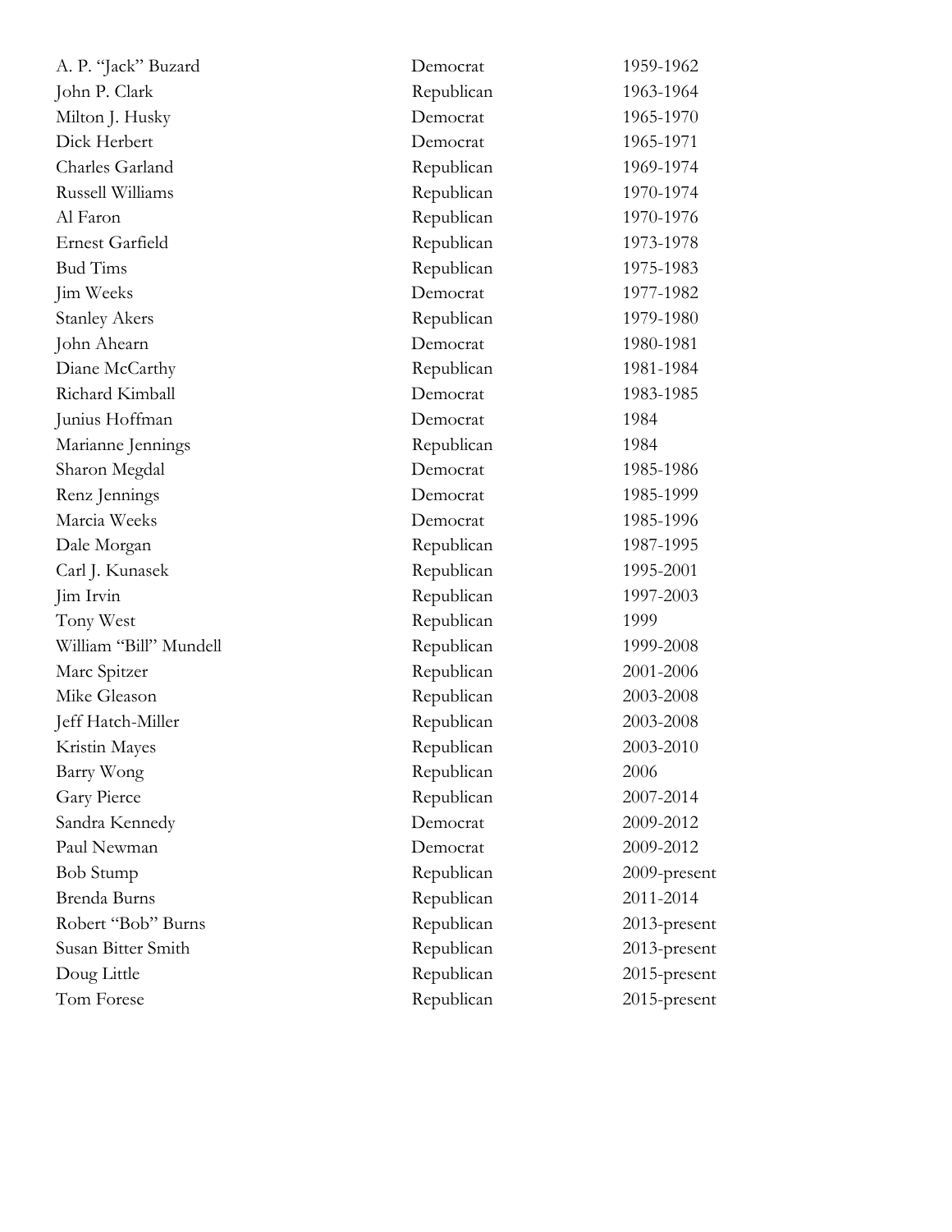| | | |
|---|---|---|
| A. P. "Jack" Buzard | Democrat | 1959-1962 |
| John P. Clark | Republican | 1963-1964 |
| Milton J. Husky | Democrat | 1965-1970 |
| Dick Herbert | Democrat | 1965-1971 |
| Charles Garland | Republican | 1969-1974 |
| Russell Williams | Republican | 1970-1974 |
| Al Faron | Republican | 1970-1976 |
| Ernest Garfield | Republican | 1973-1978 |
| Bud Tims | Republican | 1975-1983 |
| Jim Weeks | Democrat | 1977-1982 |
| Stanley Akers | Republican | 1979-1980 |
| John Ahearn | Democrat | 1980-1981 |
| Diane McCarthy | Republican | 1981-1984 |
| Richard Kimball | Democrat | 1983-1985 |
| Junius Hoffman | Democrat | 1984 |
| Marianne Jennings | Republican | 1984 |
| Sharon Megdal | Democrat | 1985-1986 |
| Renz Jennings | Democrat | 1985-1999 |
| Marcia Weeks | Democrat | 1985-1996 |
| Dale Morgan | Republican | 1987-1995 |
| Carl J. Kunasek | Republican | 1995-2001 |
| Jim Irvin | Republican | 1997-2003 |
| Tony West | Republican | 1999 |
| William "Bill" Mundell | Republican | 1999-2008 |
| Marc Spitzer | Republican | 2001-2006 |
| Mike Gleason | Republican | 2003-2008 |
| Jeff Hatch-Miller | Republican | 2003-2008 |
| Kristin Mayes | Republican | 2003-2010 |
| Barry Wong | Republican | 2006 |
| Gary Pierce | Republican | 2007-2014 |
| Sandra Kennedy | Democrat | 2009-2012 |
| Paul Newman | Democrat | 2009-2012 |
| Bob Stump | Republican | 2009-present |
| Brenda Burns | Republican | 2011-2014 |
| Robert "Bob" Burns | Republican | 2013-present |
| Susan Bitter Smith | Republican | 2013-present |
| Doug Little | Republican | 2015-present |
| Tom Forese | Republican | 2015-present |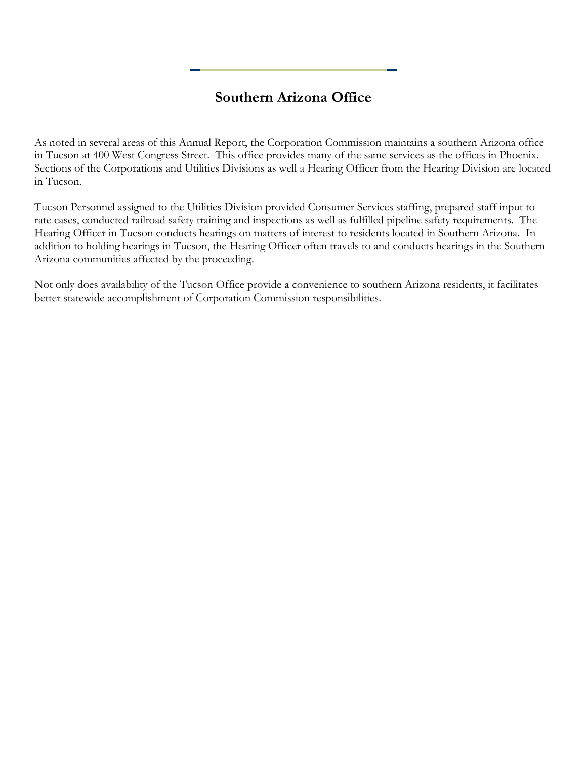## Southern Arizona Office

As noted in several areas of this Annual Report, the Corporation Commission maintains a southern Arizona office in Tucson at 400 West Congress Street. This office provides many of the same services as the offices in Phoenix. Sections of the Corporations and Utilities Divisions as well a Hearing Officer from the Hearing Division are located in Tucson.

Tucson Personnel assigned to the Utilities Division provided Consumer Services staffing, prepared staff input to rate cases, conducted railroad safety training and inspections as well as fulfilled pipeline safety requirements. The Hearing Officer in Tucson conducts hearings on matters of interest to residents located in Southern Arizona. In addition to holding hearings in Tucson, the Hearing Officer often travels to and conducts hearings in the Southern Arizona communities affected by the proceeding.

Not only does availability of the Tucson Office provide a convenience to southern Arizona residents, it facilitates better statewide accomplishment of Corporation Commission responsibilities.